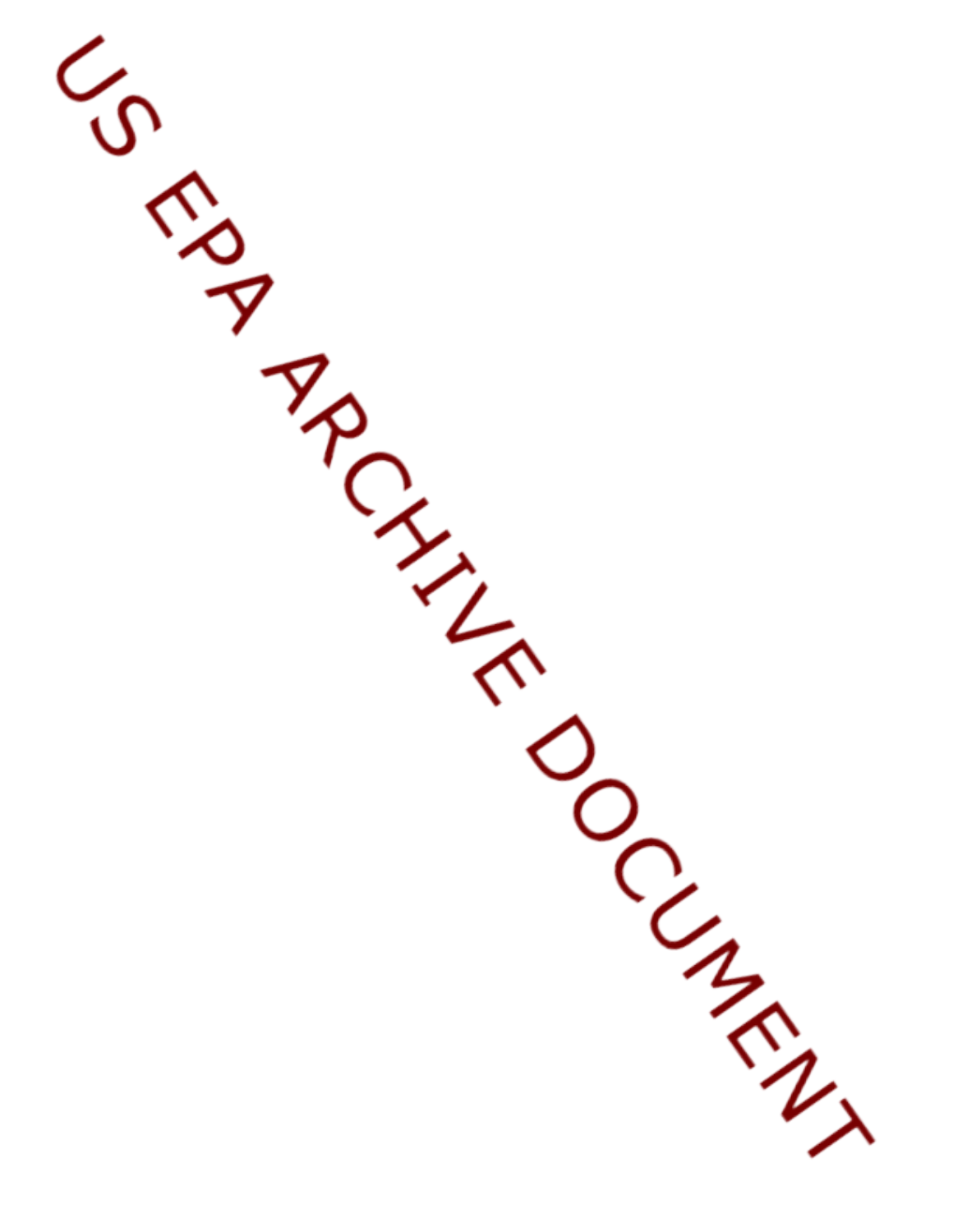US EPA ARCHIVE DOCUMENT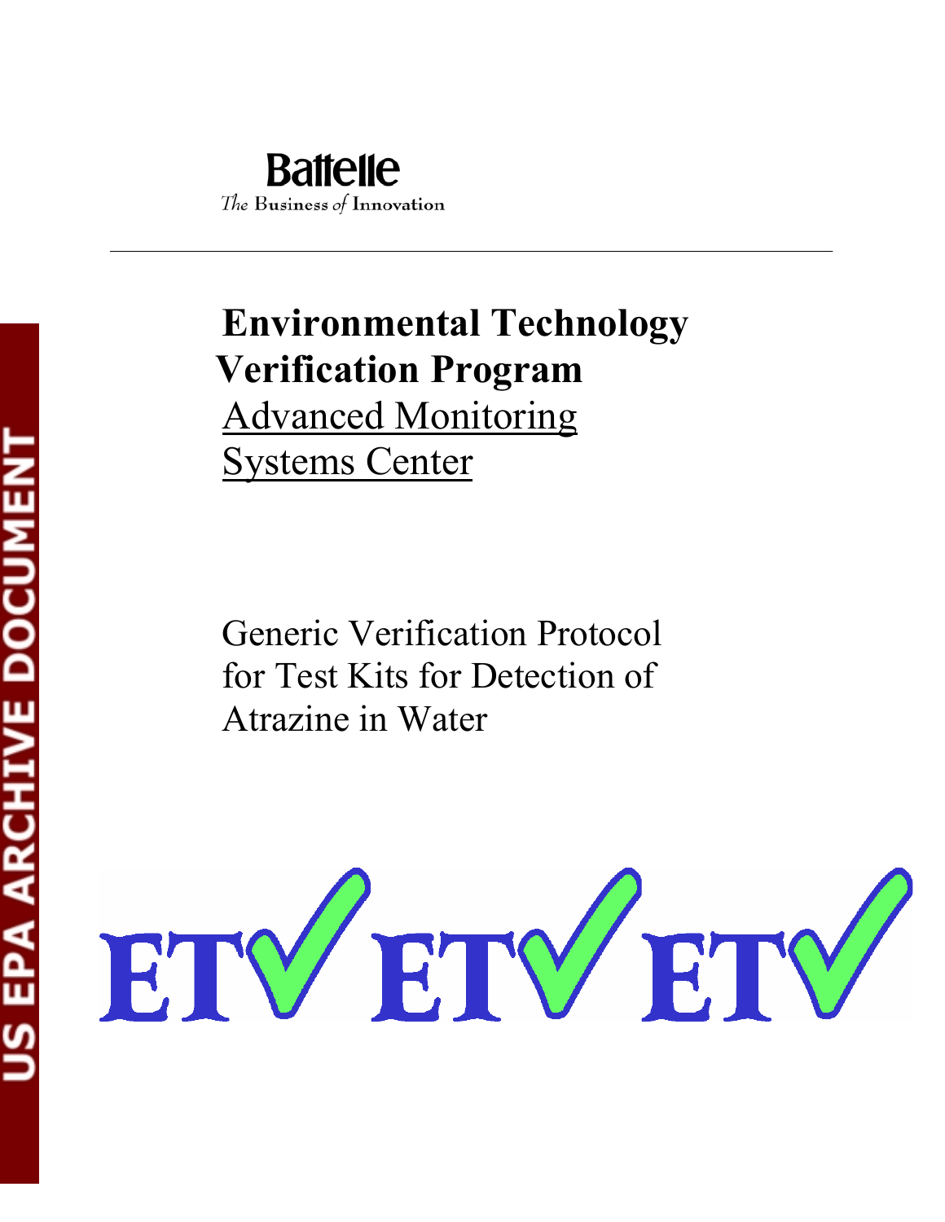Battelle

*The Business of Innovation*

---

# Environmental Technology Verification Program

Advanced Monitoring Systems Center

Generic Verification Protocol for Test Kits for Detection of Atrazine in Water

ETV ETV ETV

US EPA ARCHIVE DOCUMENT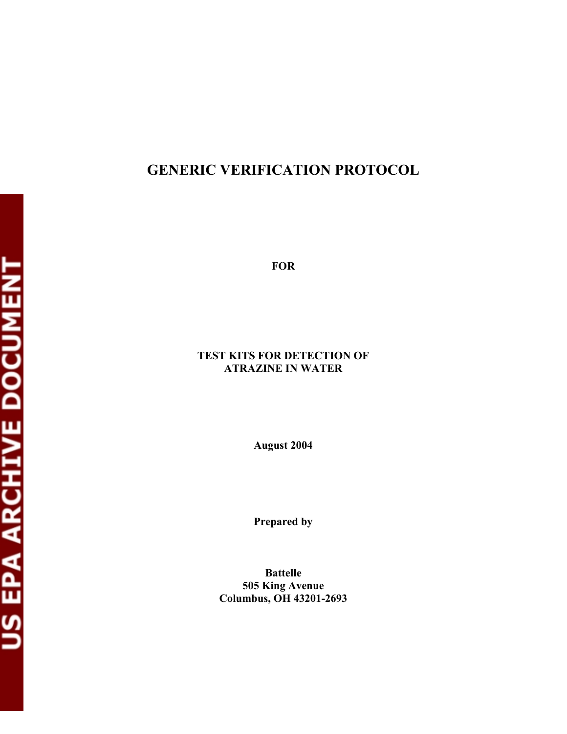# GENERIC VERIFICATION PROTOCOL

**FOR**

**TEST KITS FOR DETECTION OF ATRAZINE IN WATER**

**August 2004**

**Prepared by**

**Battelle**
**505 King Avenue**
**Columbus, OH 43201-2693**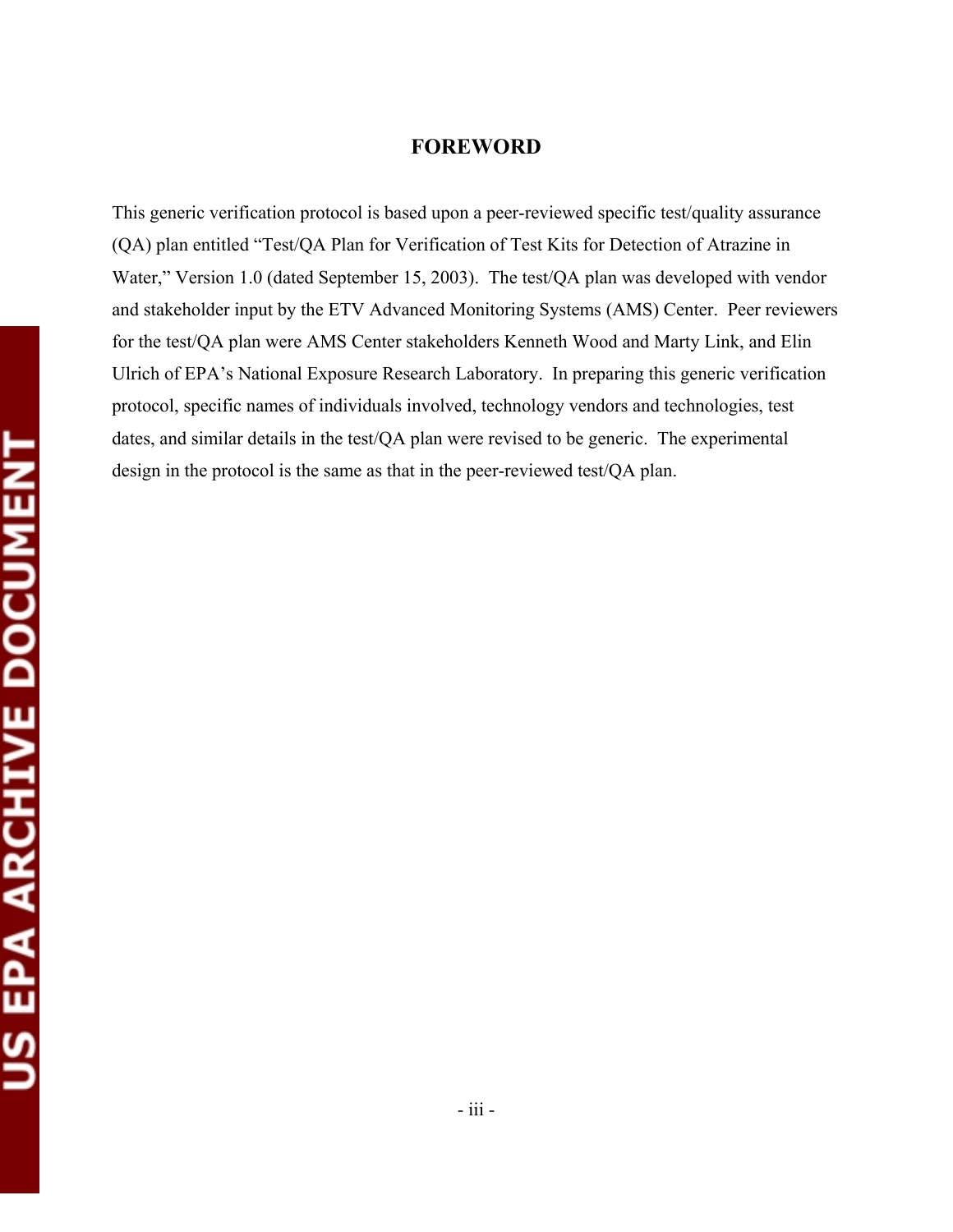# FOREWORD

This generic verification protocol is based upon a peer-reviewed specific test/quality assurance (QA) plan entitled "Test/QA Plan for Verification of Test Kits for Detection of Atrazine in Water," Version 1.0 (dated September 15, 2003). The test/QA plan was developed with vendor and stakeholder input by the ETV Advanced Monitoring Systems (AMS) Center. Peer reviewers for the test/QA plan were AMS Center stakeholders Kenneth Wood and Marty Link, and Elin Ulrich of EPA's National Exposure Research Laboratory. In preparing this generic verification protocol, specific names of individuals involved, technology vendors and technologies, test dates, and similar details in the test/QA plan were revised to be generic. The experimental design in the protocol is the same as that in the peer-reviewed test/QA plan.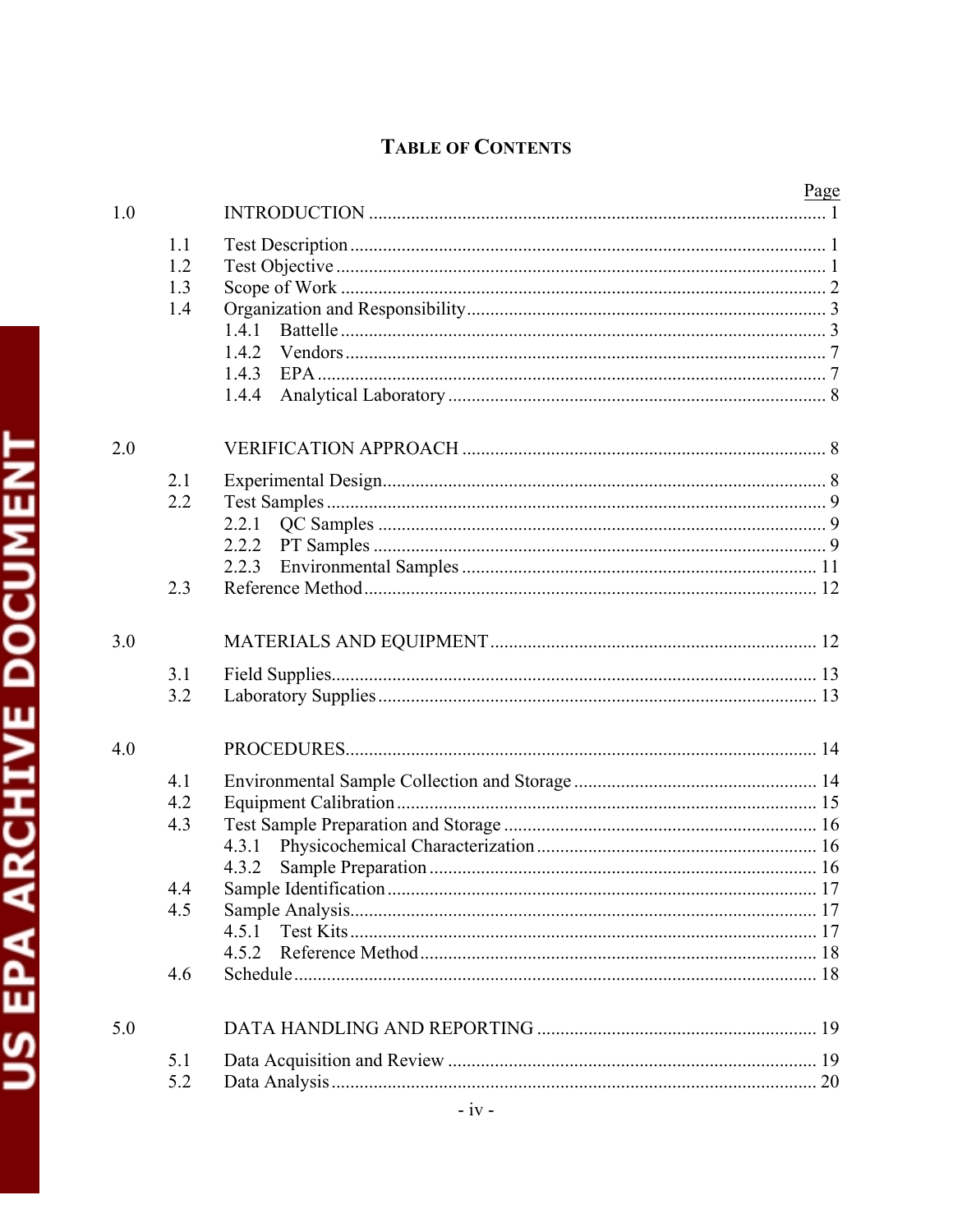# TABLE OF CONTENTS

| | | | Page |
|---|---|---|---|
| 1.0 | | INTRODUCTION | 1 |
| | 1.1 | Test Description | 1 |
| | 1.2 | Test Objective | 1 |
| | 1.3 | Scope of Work | 2 |
| | 1.4 | Organization and Responsibility | 3 |
| | | 1.4.1 Battelle | 3 |
| | | 1.4.2 Vendors | 7 |
| | | 1.4.3 EPA | 7 |
| | | 1.4.4 Analytical Laboratory | 8 |
| 2.0 | | VERIFICATION APPROACH | 8 |
| | 2.1 | Experimental Design | 8 |
| | 2.2 | Test Samples | 9 |
| | | 2.2.1 QC Samples | 9 |
| | | 2.2.2 PT Samples | 9 |
| | | 2.2.3 Environmental Samples | 11 |
| | 2.3 | Reference Method | 12 |
| 3.0 | | MATERIALS AND EQUIPMENT | 12 |
| | 3.1 | Field Supplies | 13 |
| | 3.2 | Laboratory Supplies | 13 |
| 4.0 | | PROCEDURES | 14 |
| | 4.1 | Environmental Sample Collection and Storage | 14 |
| | 4.2 | Equipment Calibration | 15 |
| | 4.3 | Test Sample Preparation and Storage | 16 |
| | | 4.3.1 Physicochemical Characterization | 16 |
| | | 4.3.2 Sample Preparation | 16 |
| | 4.4 | Sample Identification | 17 |
| | 4.5 | Sample Analysis | 17 |
| | | 4.5.1 Test Kits | 17 |
| | | 4.5.2 Reference Method | 18 |
| | 4.6 | Schedule | 18 |
| 5.0 | | DATA HANDLING AND REPORTING | 19 |
| | 5.1 | Data Acquisition and Review | 19 |
| | 5.2 | Data Analysis | 20 |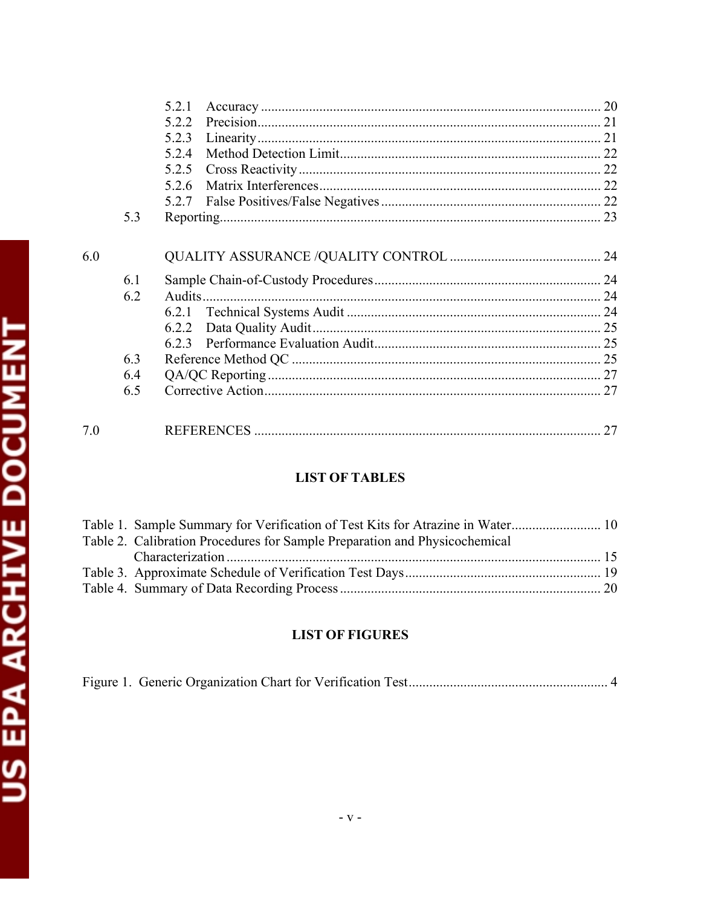5.2.1 Accuracy .................................................................................................. 20
5.2.2 Precision................................................................................................... 21
5.2.3 Linearity................................................................................................... 21
5.2.4 Method Detection Limit........................................................................... 22
5.2.5 Cross Reactivity ....................................................................................... 22
5.2.6 Matrix Interferences................................................................................. 22
5.2.7 False Positives/False Negatives ............................................................... 22
5.3 Reporting............................................................................................................. 23

6.0 QUALITY ASSURANCE /QUALITY CONTROL ............................................ 24
6.1 Sample Chain-of-Custody Procedures................................................................. 24
6.2 Audits .................................................................................................................. 24
6.2.1 Technical Systems Audit ......................................................................... 24
6.2.2 Data Quality Audit................................................................................... 25
6.2.3 Performance Evaluation Audit................................................................. 25
6.3 Reference Method QC ......................................................................................... 25
6.4 QA/QC Reporting ................................................................................................ 27
6.5 Corrective Action................................................................................................. 27

7.0 REFERENCES .................................................................................................... 27

**LIST OF TABLES**

Table 1. Sample Summary for Verification of Test Kits for Atrazine in Water.......................... 10
Table 2. Calibration Procedures for Sample Preparation and Physicochemical Characterization ............................................................................................................ 15
Table 3. Approximate Schedule of Verification Test Days......................................................... 19
Table 4. Summary of Data Recording Process ........................................................................... 20

**LIST OF FIGURES**

Figure 1. Generic Organization Chart for Verification Test.......................................................... 4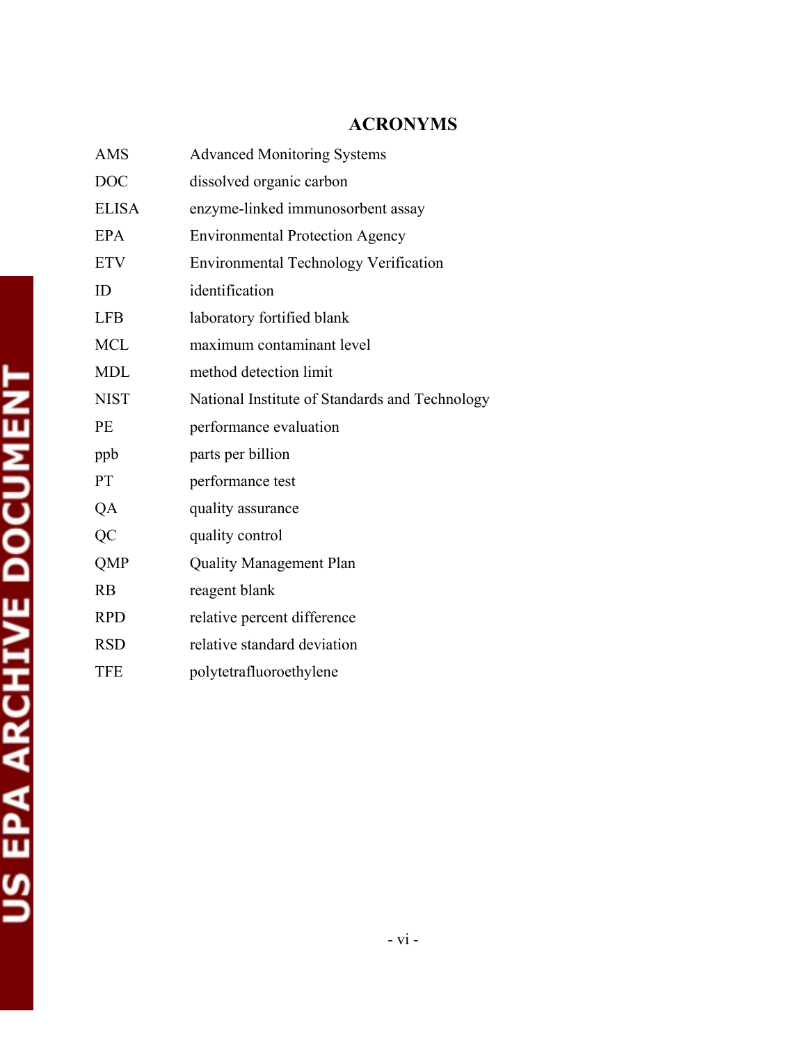# ACRONYMS

| | |
|---|---|
| AMS | Advanced Monitoring Systems |
| DOC | dissolved organic carbon |
| ELISA | enzyme-linked immunosorbent assay |
| EPA | Environmental Protection Agency |
| ETV | Environmental Technology Verification |
| ID | identification |
| LFB | laboratory fortified blank |
| MCL | maximum contaminant level |
| MDL | method detection limit |
| NIST | National Institute of Standards and Technology |
| PE | performance evaluation |
| ppb | parts per billion |
| PT | performance test |
| QA | quality assurance |
| QC | quality control |
| QMP | Quality Management Plan |
| RB | reagent blank |
| RPD | relative percent difference |
| RSD | relative standard deviation |
| TFE | polytetrafluoroethylene |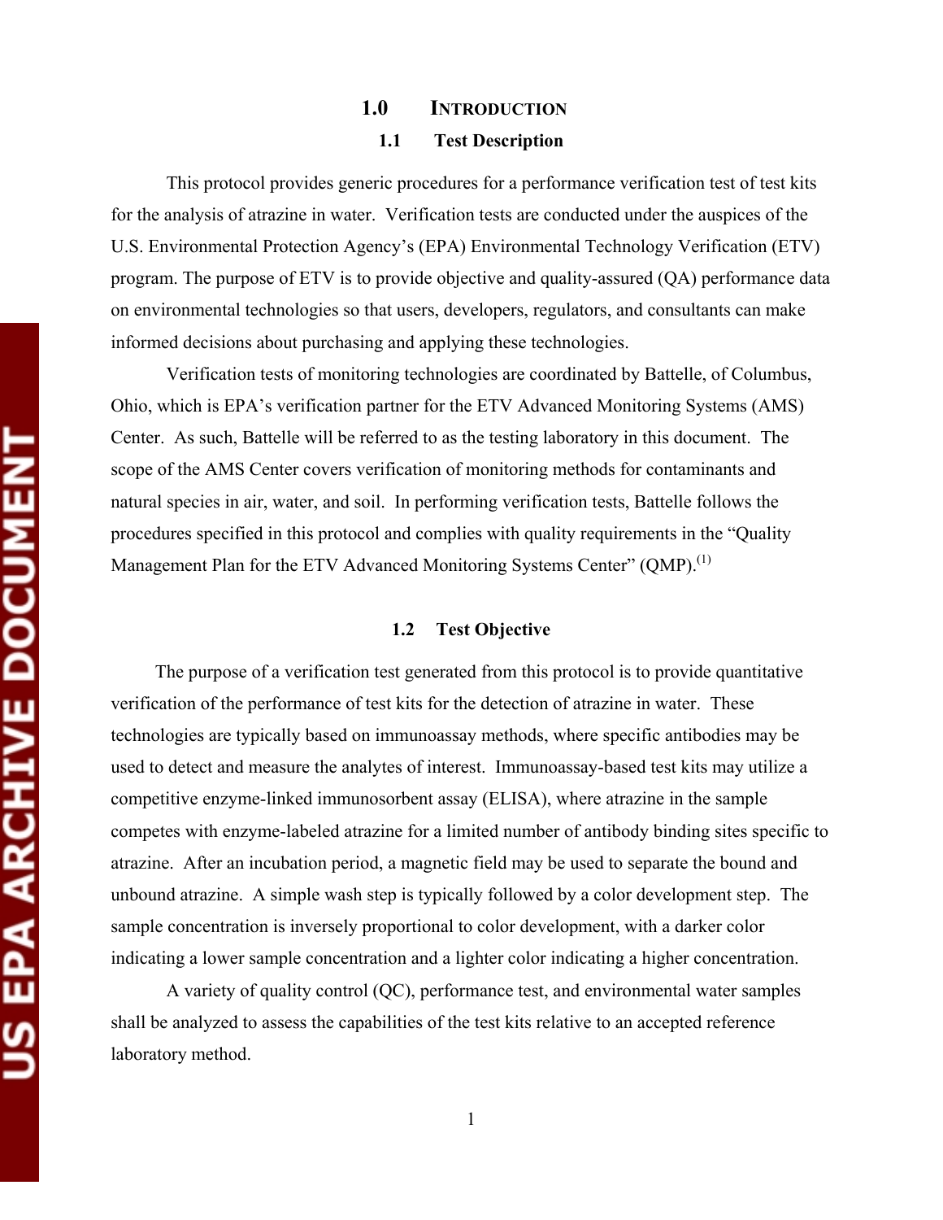# 1.0 INTRODUCTION

## 1.1 Test Description

This protocol provides generic procedures for a performance verification test of test kits for the analysis of atrazine in water. Verification tests are conducted under the auspices of the U.S. Environmental Protection Agency's (EPA) Environmental Technology Verification (ETV) program. The purpose of ETV is to provide objective and quality-assured (QA) performance data on environmental technologies so that users, developers, regulators, and consultants can make informed decisions about purchasing and applying these technologies.

Verification tests of monitoring technologies are coordinated by Battelle, of Columbus, Ohio, which is EPA's verification partner for the ETV Advanced Monitoring Systems (AMS) Center. As such, Battelle will be referred to as the testing laboratory in this document. The scope of the AMS Center covers verification of monitoring methods for contaminants and natural species in air, water, and soil. In performing verification tests, Battelle follows the procedures specified in this protocol and complies with quality requirements in the "Quality Management Plan for the ETV Advanced Monitoring Systems Center" (QMP).[1]

## 1.2 Test Objective

The purpose of a verification test generated from this protocol is to provide quantitative verification of the performance of test kits for the detection of atrazine in water. These technologies are typically based on immunoassay methods, where specific antibodies may be used to detect and measure the analytes of interest. Immunoassay-based test kits may utilize a competitive enzyme-linked immunosorbent assay (ELISA), where atrazine in the sample competes with enzyme-labeled atrazine for a limited number of antibody binding sites specific to atrazine. After an incubation period, a magnetic field may be used to separate the bound and unbound atrazine. A simple wash step is typically followed by a color development step. The sample concentration is inversely proportional to color development, with a darker color indicating a lower sample concentration and a lighter color indicating a higher concentration.

A variety of quality control (QC), performance test, and environmental water samples shall be analyzed to assess the capabilities of the test kits relative to an accepted reference laboratory method.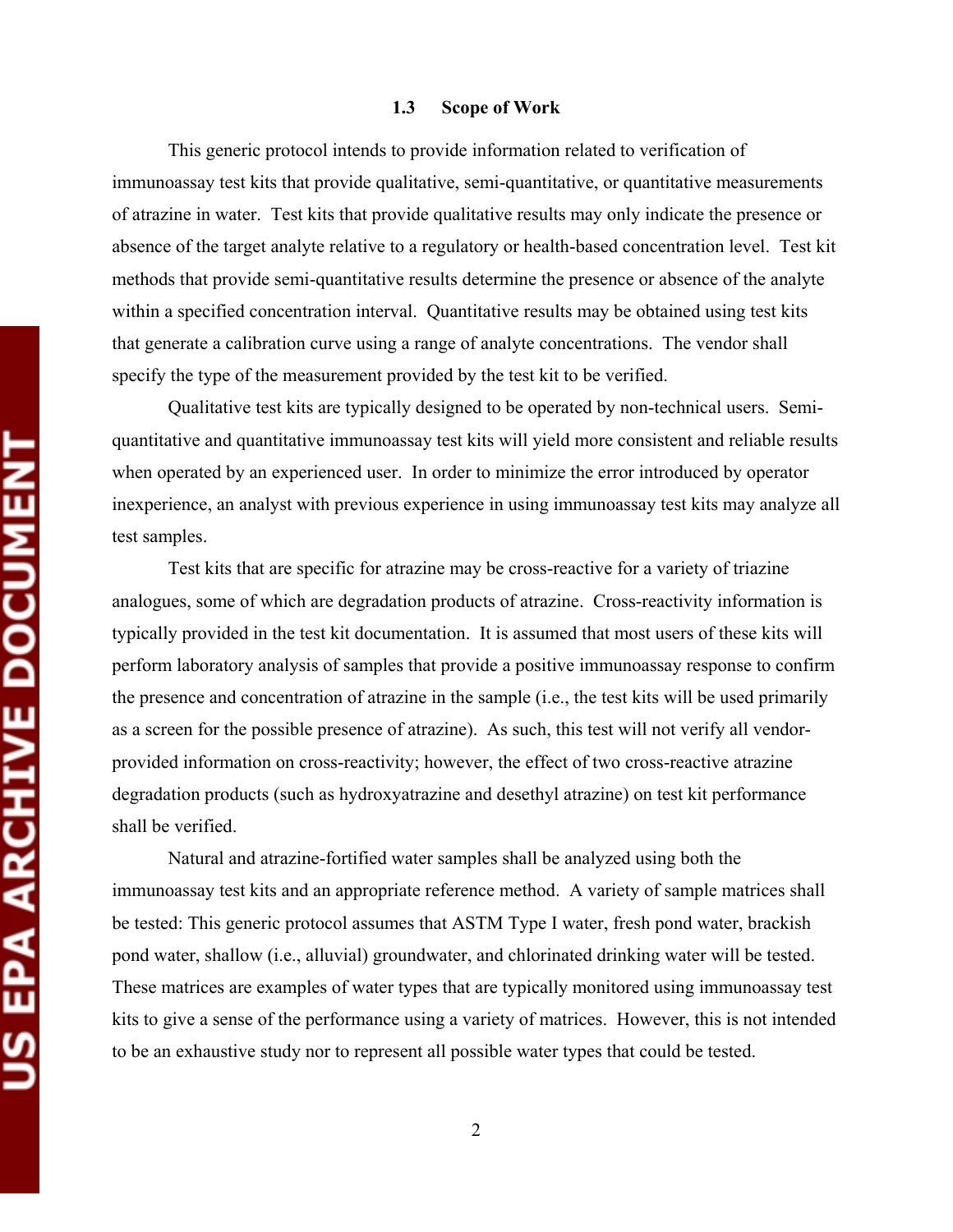### 1.3 Scope of Work

This generic protocol intends to provide information related to verification of immunoassay test kits that provide qualitative, semi-quantitative, or quantitative measurements of atrazine in water. Test kits that provide qualitative results may only indicate the presence or absence of the target analyte relative to a regulatory or health-based concentration level. Test kit methods that provide semi-quantitative results determine the presence or absence of the analyte within a specified concentration interval. Quantitative results may be obtained using test kits that generate a calibration curve using a range of analyte concentrations. The vendor shall specify the type of the measurement provided by the test kit to be verified.

Qualitative test kits are typically designed to be operated by non-technical users. Semi-quantitative and quantitative immunoassay test kits will yield more consistent and reliable results when operated by an experienced user. In order to minimize the error introduced by operator inexperience, an analyst with previous experience in using immunoassay test kits may analyze all test samples.

Test kits that are specific for atrazine may be cross-reactive for a variety of triazine analogues, some of which are degradation products of atrazine. Cross-reactivity information is typically provided in the test kit documentation. It is assumed that most users of these kits will perform laboratory analysis of samples that provide a positive immunoassay response to confirm the presence and concentration of atrazine in the sample (i.e., the test kits will be used primarily as a screen for the possible presence of atrazine). As such, this test will not verify all vendor-provided information on cross-reactivity; however, the effect of two cross-reactive atrazine degradation products (such as hydroxyatrazine and desethyl atrazine) on test kit performance shall be verified.

Natural and atrazine-fortified water samples shall be analyzed using both the immunoassay test kits and an appropriate reference method. A variety of sample matrices shall be tested: This generic protocol assumes that ASTM Type I water, fresh pond water, brackish pond water, shallow (i.e., alluvial) groundwater, and chlorinated drinking water will be tested. These matrices are examples of water types that are typically monitored using immunoassay test kits to give a sense of the performance using a variety of matrices. However, this is not intended to be an exhaustive study nor to represent all possible water types that could be tested.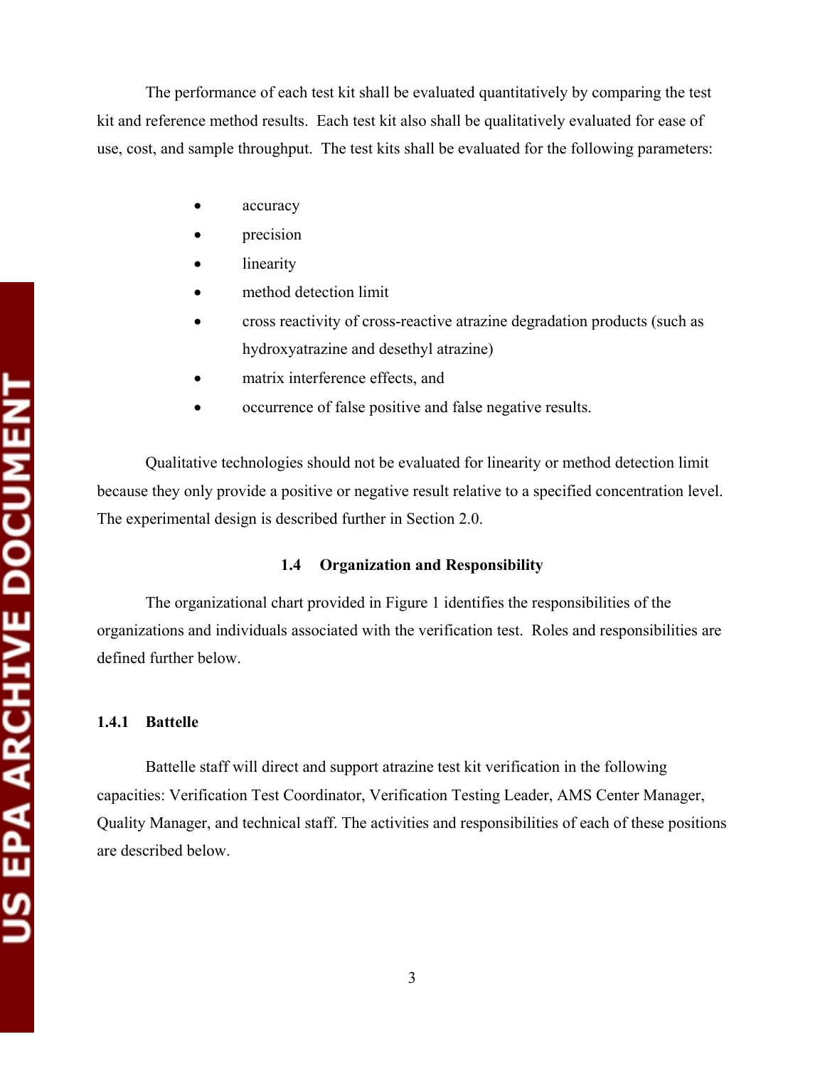The performance of each test kit shall be evaluated quantitatively by comparing the test kit and reference method results. Each test kit also shall be qualitatively evaluated for ease of use, cost, and sample throughput. The test kits shall be evaluated for the following parameters:

- accuracy
- precision
- linearity
- method detection limit
- cross reactivity of cross-reactive atrazine degradation products (such as hydroxyatrazine and desethyl atrazine)
- matrix interference effects, and
- occurrence of false positive and false negative results.

Qualitative technologies should not be evaluated for linearity or method detection limit because they only provide a positive or negative result relative to a specified concentration level. The experimental design is described further in Section 2.0.

## 1.4 Organization and Responsibility

The organizational chart provided in Figure 1 identifies the responsibilities of the organizations and individuals associated with the verification test. Roles and responsibilities are defined further below.

### 1.4.1 Battelle

Battelle staff will direct and support atrazine test kit verification in the following capacities: Verification Test Coordinator, Verification Testing Leader, AMS Center Manager, Quality Manager, and technical staff. The activities and responsibilities of each of these positions are described below.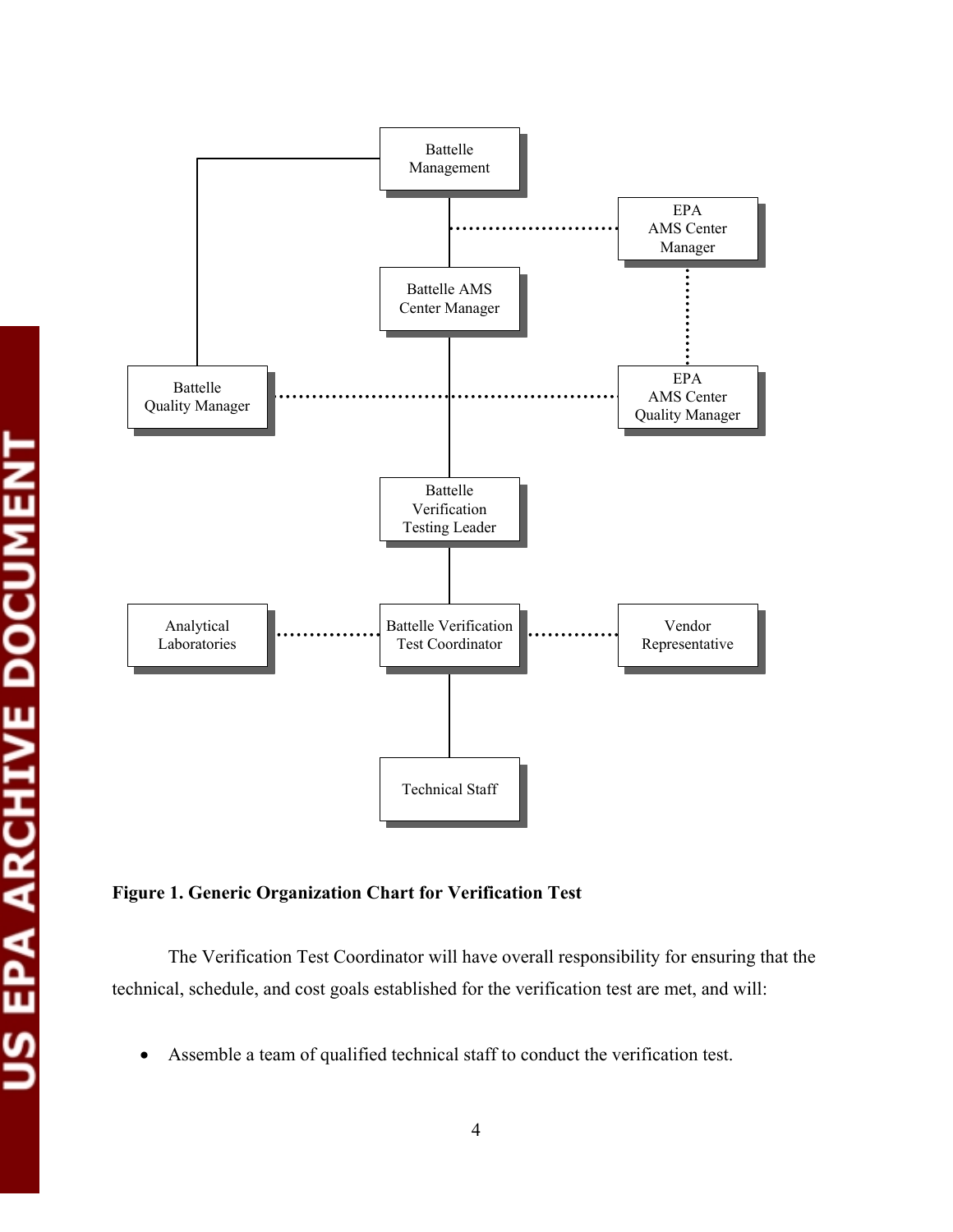**Figure 1. Generic Organization Chart for Verification Test**

The Verification Test Coordinator will have overall responsibility for ensuring that the technical, schedule, and cost goals established for the verification test are met, and will:

- Assemble a team of qualified technical staff to conduct the verification test.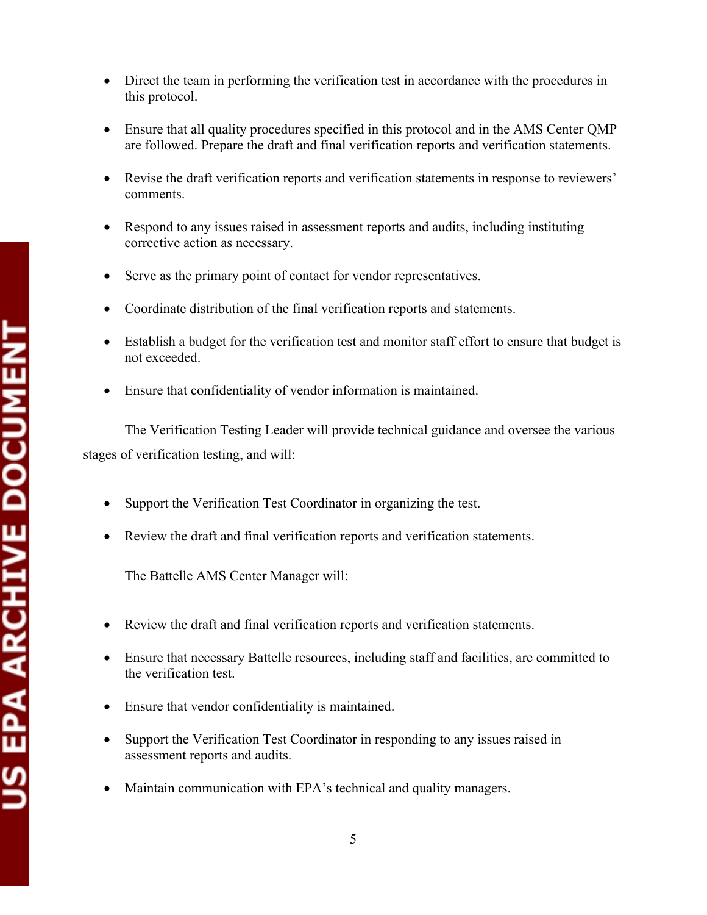- Direct the team in performing the verification test in accordance with the procedures in this protocol.

- Ensure that all quality procedures specified in this protocol and in the AMS Center QMP are followed. Prepare the draft and final verification reports and verification statements.

- Revise the draft verification reports and verification statements in response to reviewers' comments.

- Respond to any issues raised in assessment reports and audits, including instituting corrective action as necessary.

- Serve as the primary point of contact for vendor representatives.

- Coordinate distribution of the final verification reports and statements.

- Establish a budget for the verification test and monitor staff effort to ensure that budget is not exceeded.

- Ensure that confidentiality of vendor information is maintained.

The Verification Testing Leader will provide technical guidance and oversee the various stages of verification testing, and will:

- Support the Verification Test Coordinator in organizing the test.

- Review the draft and final verification reports and verification statements.

The Battelle AMS Center Manager will:

- Review the draft and final verification reports and verification statements.

- Ensure that necessary Battelle resources, including staff and facilities, are committed to the verification test.

- Ensure that vendor confidentiality is maintained.

- Support the Verification Test Coordinator in responding to any issues raised in assessment reports and audits.

- Maintain communication with EPA's technical and quality managers.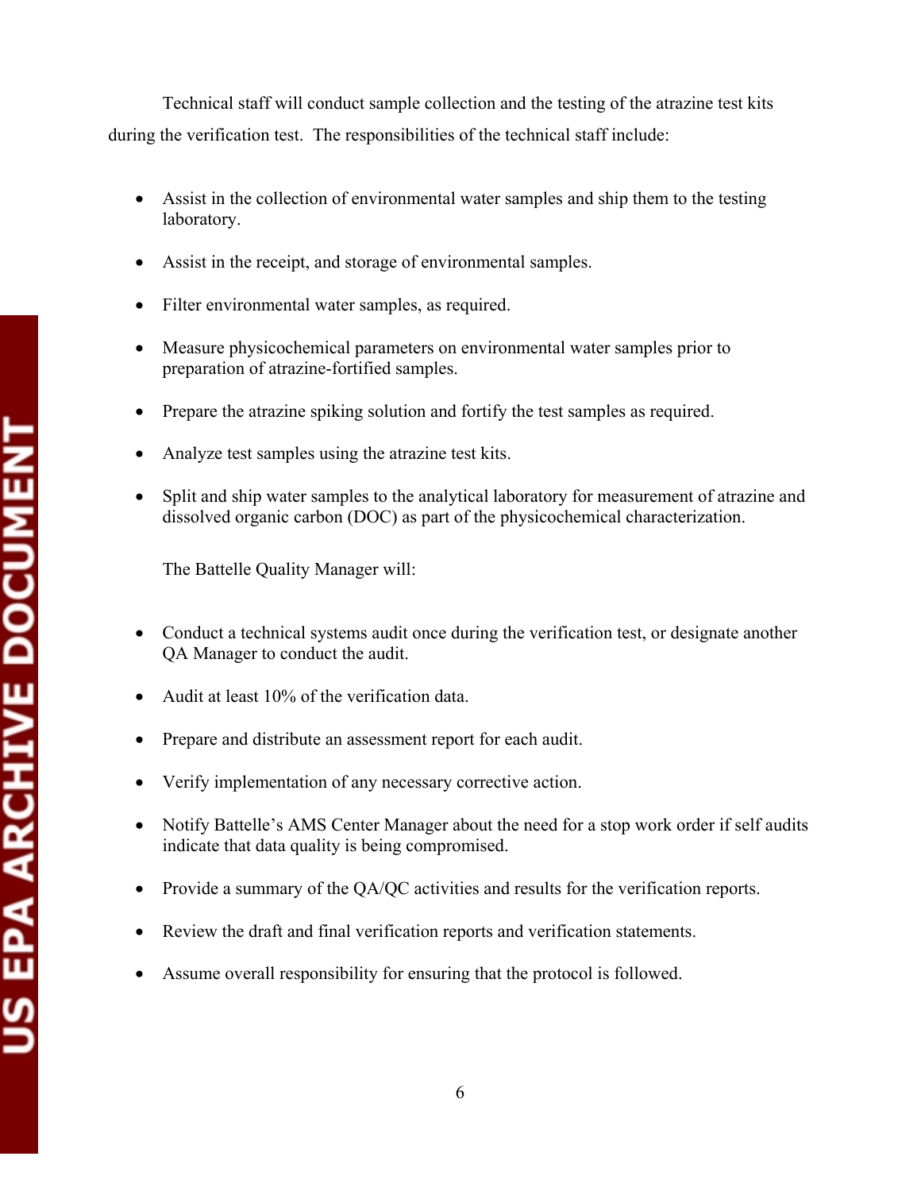Technical staff will conduct sample collection and the testing of the atrazine test kits during the verification test. The responsibilities of the technical staff include:

- Assist in the collection of environmental water samples and ship them to the testing laboratory.
- Assist in the receipt, and storage of environmental samples.
- Filter environmental water samples, as required.
- Measure physicochemical parameters on environmental water samples prior to preparation of atrazine-fortified samples.
- Prepare the atrazine spiking solution and fortify the test samples as required.
- Analyze test samples using the atrazine test kits.
- Split and ship water samples to the analytical laboratory for measurement of atrazine and dissolved organic carbon (DOC) as part of the physicochemical characterization.

The Battelle Quality Manager will:

- Conduct a technical systems audit once during the verification test, or designate another QA Manager to conduct the audit.
- Audit at least 10% of the verification data.
- Prepare and distribute an assessment report for each audit.
- Verify implementation of any necessary corrective action.
- Notify Battelle's AMS Center Manager about the need for a stop work order if self audits indicate that data quality is being compromised.
- Provide a summary of the QA/QC activities and results for the verification reports.
- Review the draft and final verification reports and verification statements.
- Assume overall responsibility for ensuring that the protocol is followed.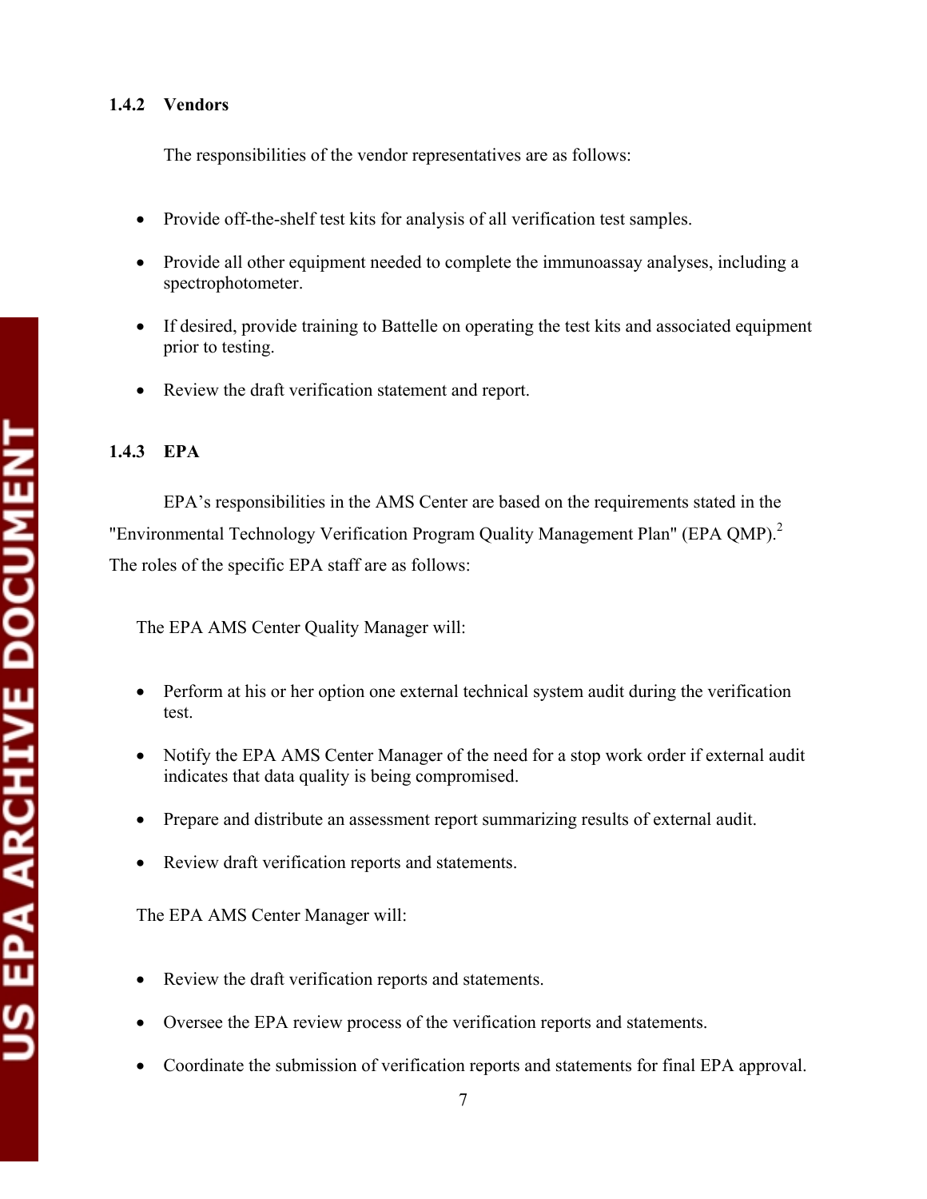### 1.4.2 Vendors

The responsibilities of the vendor representatives are as follows:

- Provide off-the-shelf test kits for analysis of all verification test samples.
- Provide all other equipment needed to complete the immunoassay analyses, including a spectrophotometer.
- If desired, provide training to Battelle on operating the test kits and associated equipment prior to testing.
- Review the draft verification statement and report.

### 1.4.3 EPA

EPA's responsibilities in the AMS Center are based on the requirements stated in the "Environmental Technology Verification Program Quality Management Plan" (EPA QMP).[2] The roles of the specific EPA staff are as follows:

The EPA AMS Center Quality Manager will:

- Perform at his or her option one external technical system audit during the verification test.
- Notify the EPA AMS Center Manager of the need for a stop work order if external audit indicates that data quality is being compromised.
- Prepare and distribute an assessment report summarizing results of external audit.
- Review draft verification reports and statements.

The EPA AMS Center Manager will:

- Review the draft verification reports and statements.
- Oversee the EPA review process of the verification reports and statements.
- Coordinate the submission of verification reports and statements for final EPA approval.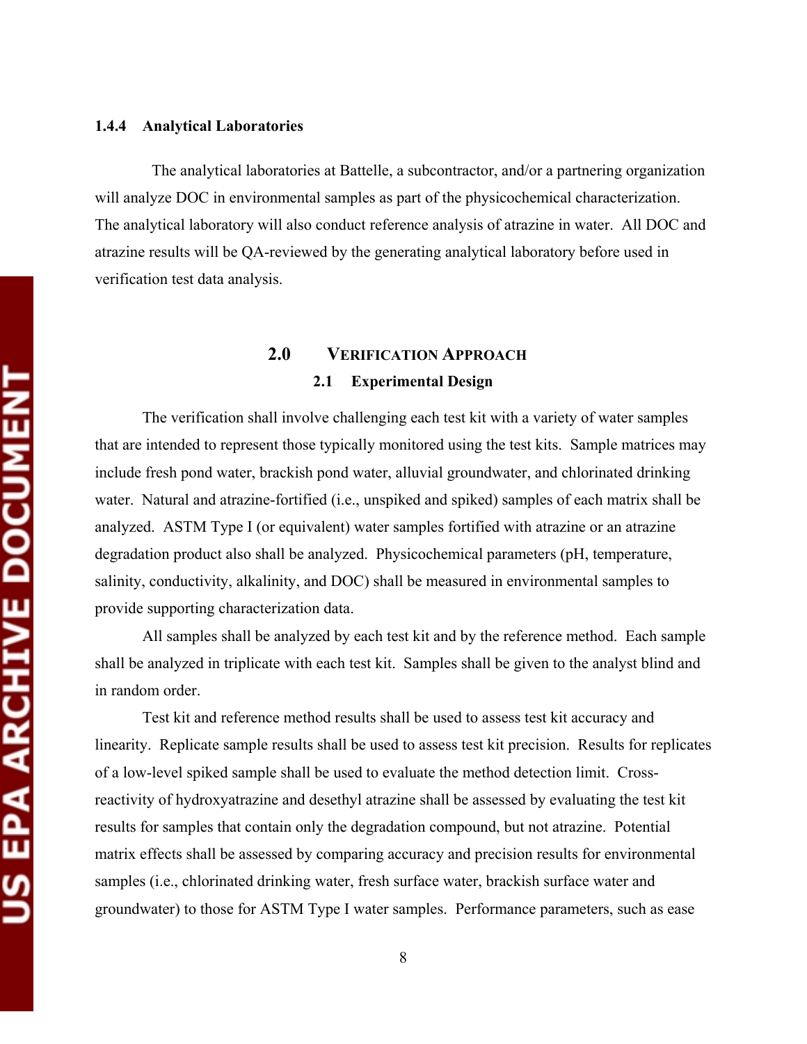### 1.4.4 Analytical Laboratories

The analytical laboratories at Battelle, a subcontractor, and/or a partnering organization will analyze DOC in environmental samples as part of the physicochemical characterization. The analytical laboratory will also conduct reference analysis of atrazine in water. All DOC and atrazine results will be QA-reviewed by the generating analytical laboratory before used in verification test data analysis.

# 2.0 VERIFICATION APPROACH

## 2.1 Experimental Design

The verification shall involve challenging each test kit with a variety of water samples that are intended to represent those typically monitored using the test kits. Sample matrices may include fresh pond water, brackish pond water, alluvial groundwater, and chlorinated drinking water. Natural and atrazine-fortified (i.e., unspiked and spiked) samples of each matrix shall be analyzed. ASTM Type I (or equivalent) water samples fortified with atrazine or an atrazine degradation product also shall be analyzed. Physicochemical parameters (pH, temperature, salinity, conductivity, alkalinity, and DOC) shall be measured in environmental samples to provide supporting characterization data.

All samples shall be analyzed by each test kit and by the reference method. Each sample shall be analyzed in triplicate with each test kit. Samples shall be given to the analyst blind and in random order.

Test kit and reference method results shall be used to assess test kit accuracy and linearity. Replicate sample results shall be used to assess test kit precision. Results for replicates of a low-level spiked sample shall be used to evaluate the method detection limit. Cross-reactivity of hydroxyatrazine and desethyl atrazine shall be assessed by evaluating the test kit results for samples that contain only the degradation compound, but not atrazine. Potential matrix effects shall be assessed by comparing accuracy and precision results for environmental samples (i.e., chlorinated drinking water, fresh surface water, brackish surface water and groundwater) to those for ASTM Type I water samples. Performance parameters, such as ease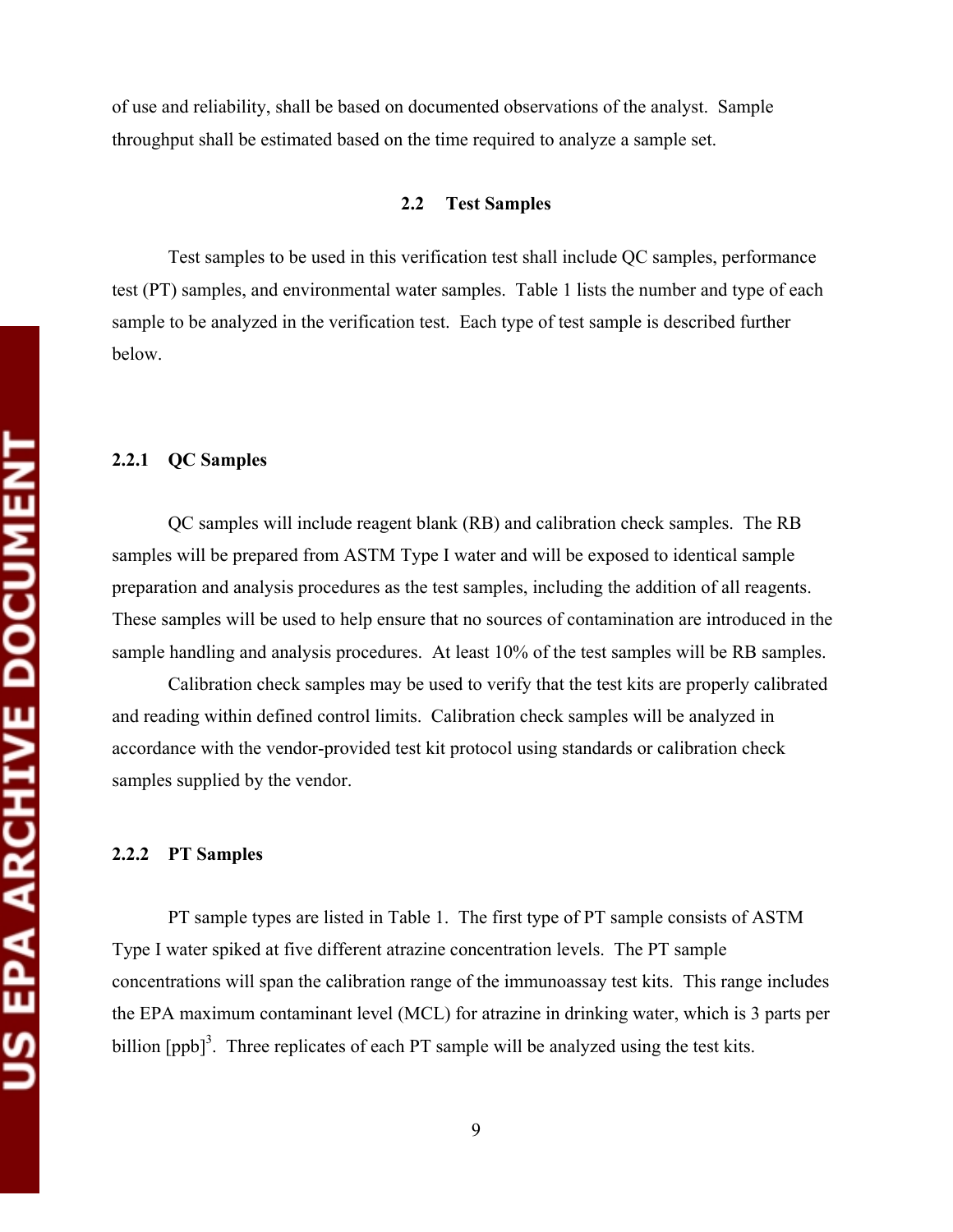of use and reliability, shall be based on documented observations of the analyst. Sample throughput shall be estimated based on the time required to analyze a sample set.

## 2.2 Test Samples

Test samples to be used in this verification test shall include QC samples, performance test (PT) samples, and environmental water samples. Table 1 lists the number and type of each sample to be analyzed in the verification test. Each type of test sample is described further below.

### 2.2.1 QC Samples

QC samples will include reagent blank (RB) and calibration check samples. The RB samples will be prepared from ASTM Type I water and will be exposed to identical sample preparation and analysis procedures as the test samples, including the addition of all reagents. These samples will be used to help ensure that no sources of contamination are introduced in the sample handling and analysis procedures. At least 10% of the test samples will be RB samples.

Calibration check samples may be used to verify that the test kits are properly calibrated and reading within defined control limits. Calibration check samples will be analyzed in accordance with the vendor-provided test kit protocol using standards or calibration check samples supplied by the vendor.

### 2.2.2 PT Samples

PT sample types are listed in Table 1. The first type of PT sample consists of ASTM Type I water spiked at five different atrazine concentration levels. The PT sample concentrations will span the calibration range of the immunoassay test kits. This range includes the EPA maximum contaminant level (MCL) for atrazine in drinking water, which is 3 parts per billion [ppb][3]. Three replicates of each PT sample will be analyzed using the test kits.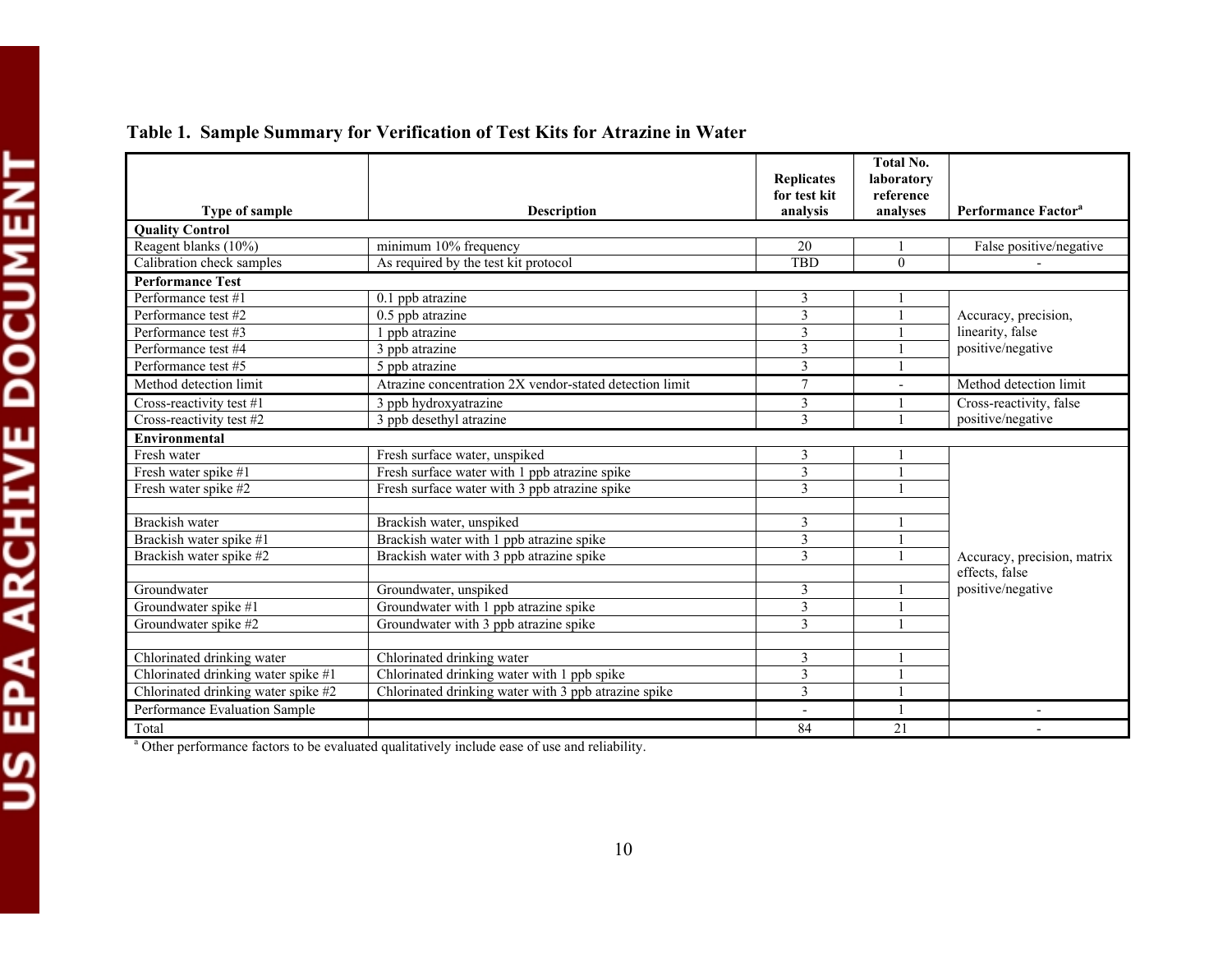**Table 1. Sample Summary for Verification of Test Kits for Atrazine in Water**

| Type of sample | Description | Replicates for test kit analysis | Total No. laboratory reference analyses | Performance Factor[a] |
|---|---|---|---|---|
| **Quality Control** | | | | |
| Reagent blanks (10%) | minimum 10% frequency | 20 | 1 | False positive/negative |
| Calibration check samples | As required by the test kit protocol | TBD | 0 | - |
| **Performance Test** | | | | |
| Performance test #1 | 0.1 ppb atrazine | 3 | 1 | Accuracy, precision, linearity, false positive/negative |
| Performance test #2 | 0.5 ppb atrazine | 3 | 1 | |
| Performance test #3 | 1 ppb atrazine | 3 | 1 | |
| Performance test #4 | 3 ppb atrazine | 3 | 1 | |
| Performance test #5 | 5 ppb atrazine | 3 | 1 | |
| Method detection limit | Atrazine concentration 2X vendor-stated detection limit | 7 | - | Method detection limit |
| Cross-reactivity test #1 | 3 ppb hydroxyatrazine | 3 | 1 | Cross-reactivity, false positive/negative |
| Cross-reactivity test #2 | 3 ppb desethyl atrazine | 3 | 1 | |
| **Environmental** | | | | |
| Fresh water | Fresh surface water, unspiked | 3 | 1 | Accuracy, precision, matrix effects, false positive/negative |
| Fresh water spike #1 | Fresh surface water with 1 ppb atrazine spike | 3 | 1 | |
| Fresh water spike #2 | Fresh surface water with 3 ppb atrazine spike | 3 | 1 | |
| | | | | |
| Brackish water | Brackish water, unspiked | 3 | 1 | |
| Brackish water spike #1 | Brackish water with 1 ppb atrazine spike | 3 | 1 | |
| Brackish water spike #2 | Brackish water with 3 ppb atrazine spike | 3 | 1 | |
| | | | | |
| Groundwater | Groundwater, unspiked | 3 | 1 | |
| Groundwater spike #1 | Groundwater with 1 ppb atrazine spike | 3 | 1 | |
| Groundwater spike #2 | Groundwater with 3 ppb atrazine spike | 3 | 1 | |
| | | | | |
| Chlorinated drinking water | Chlorinated drinking water | 3 | 1 | |
| Chlorinated drinking water spike #1 | Chlorinated drinking water with 1 ppb spike | 3 | 1 | |
| Chlorinated drinking water spike #2 | Chlorinated drinking water with 3 ppb atrazine spike | 3 | 1 | |
| Performance Evaluation Sample | | - | 1 | - |
| Total | | 84 | 21 | - |

[a] Other performance factors to be evaluated qualitatively include ease of use and reliability.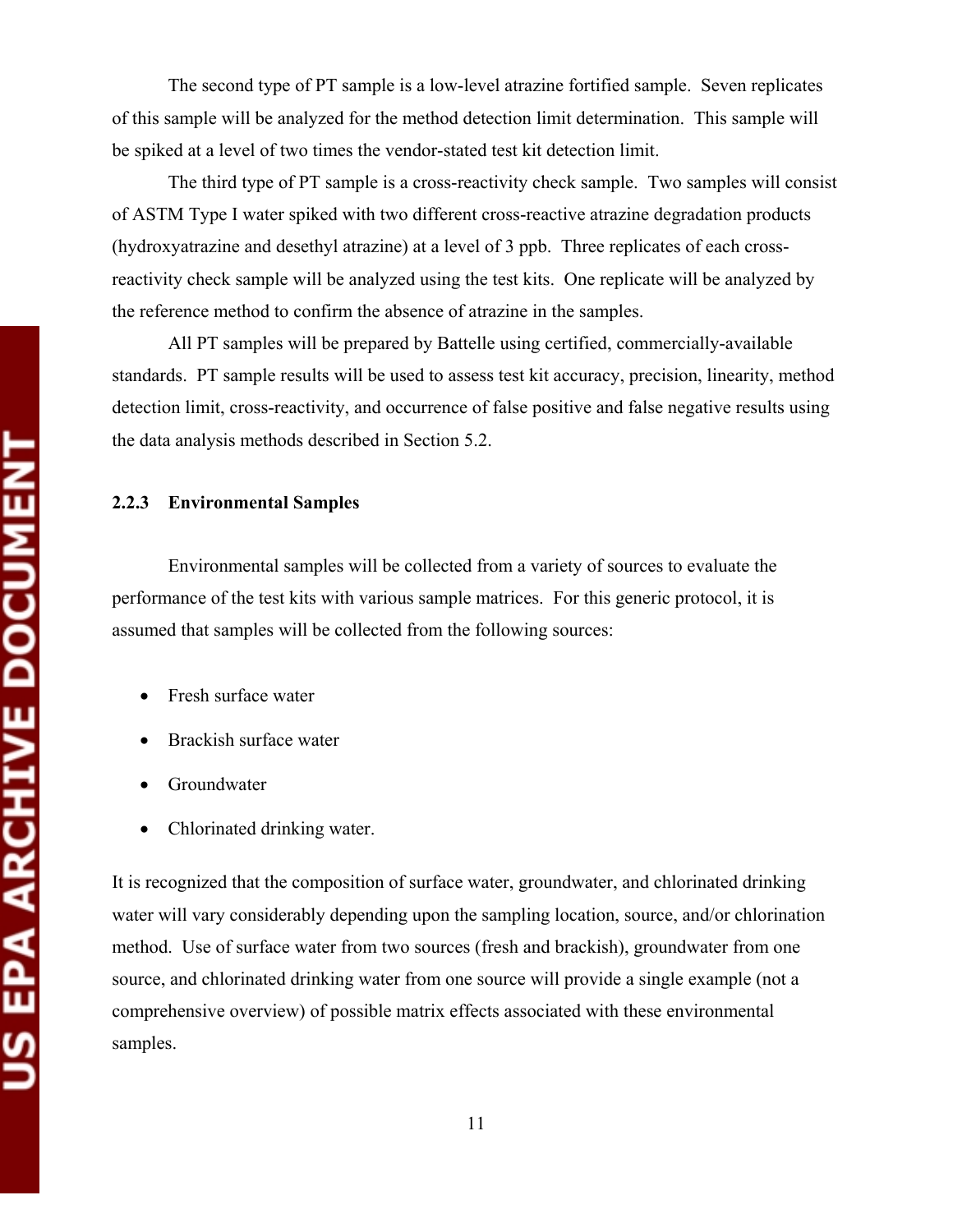The second type of PT sample is a low-level atrazine fortified sample. Seven replicates of this sample will be analyzed for the method detection limit determination. This sample will be spiked at a level of two times the vendor-stated test kit detection limit.

The third type of PT sample is a cross-reactivity check sample. Two samples will consist of ASTM Type I water spiked with two different cross-reactive atrazine degradation products (hydroxyatrazine and desethyl atrazine) at a level of 3 ppb. Three replicates of each cross-reactivity check sample will be analyzed using the test kits. One replicate will be analyzed by the reference method to confirm the absence of atrazine in the samples.

All PT samples will be prepared by Battelle using certified, commercially-available standards. PT sample results will be used to assess test kit accuracy, precision, linearity, method detection limit, cross-reactivity, and occurrence of false positive and false negative results using the data analysis methods described in Section 5.2.

### 2.2.3 Environmental Samples

Environmental samples will be collected from a variety of sources to evaluate the performance of the test kits with various sample matrices. For this generic protocol, it is assumed that samples will be collected from the following sources:

- Fresh surface water
- Brackish surface water
- Groundwater
- Chlorinated drinking water.

It is recognized that the composition of surface water, groundwater, and chlorinated drinking water will vary considerably depending upon the sampling location, source, and/or chlorination method. Use of surface water from two sources (fresh and brackish), groundwater from one source, and chlorinated drinking water from one source will provide a single example (not a comprehensive overview) of possible matrix effects associated with these environmental samples.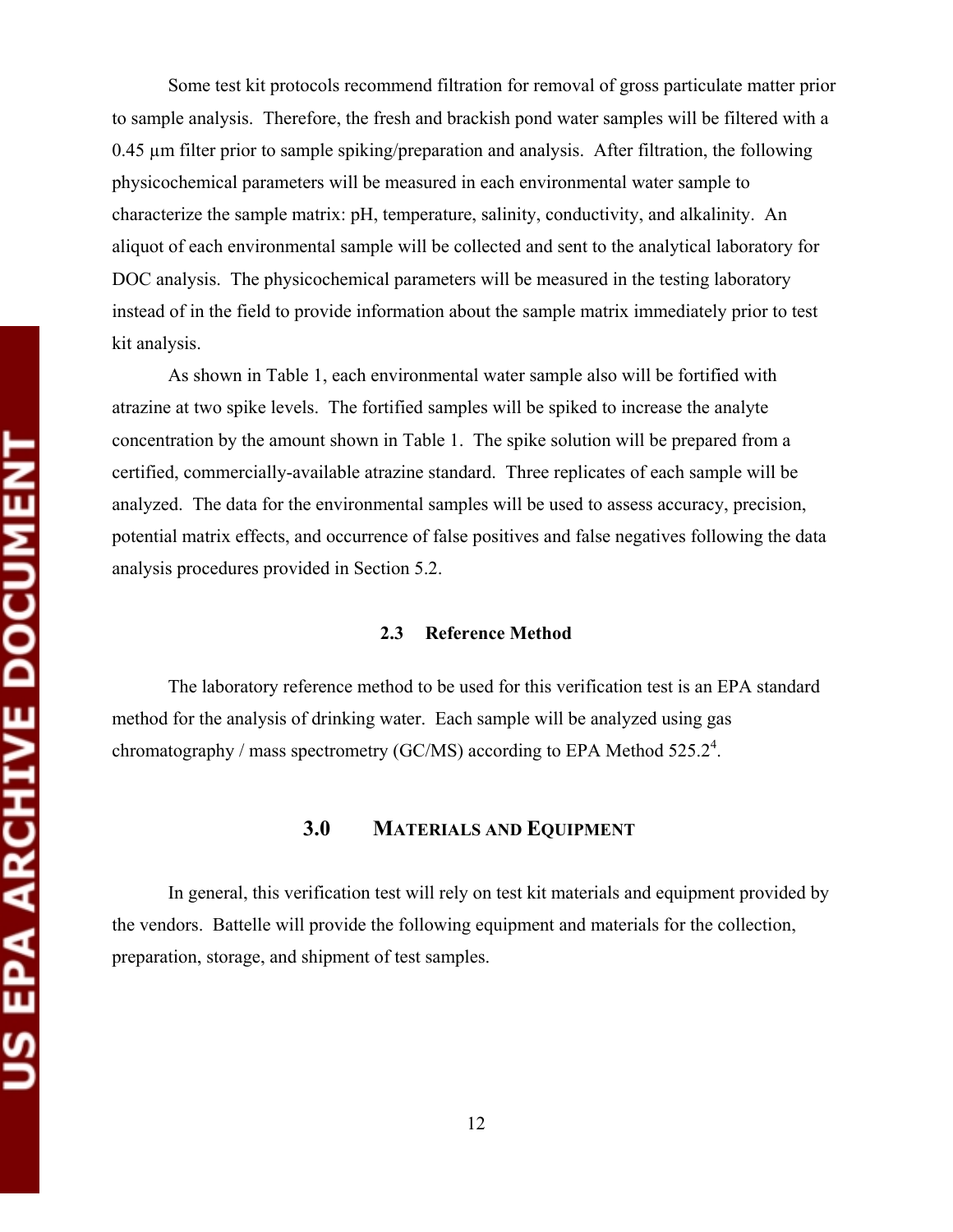Some test kit protocols recommend filtration for removal of gross particulate matter prior to sample analysis. Therefore, the fresh and brackish pond water samples will be filtered with a 0.45 µm filter prior to sample spiking/preparation and analysis. After filtration, the following physicochemical parameters will be measured in each environmental water sample to characterize the sample matrix: pH, temperature, salinity, conductivity, and alkalinity. An aliquot of each environmental sample will be collected and sent to the analytical laboratory for DOC analysis. The physicochemical parameters will be measured in the testing laboratory instead of in the field to provide information about the sample matrix immediately prior to test kit analysis.

As shown in Table 1, each environmental water sample also will be fortified with atrazine at two spike levels. The fortified samples will be spiked to increase the analyte concentration by the amount shown in Table 1. The spike solution will be prepared from a certified, commercially-available atrazine standard. Three replicates of each sample will be analyzed. The data for the environmental samples will be used to assess accuracy, precision, potential matrix effects, and occurrence of false positives and false negatives following the data analysis procedures provided in Section 5.2.

### 2.3 Reference Method

The laboratory reference method to be used for this verification test is an EPA standard method for the analysis of drinking water. Each sample will be analyzed using gas chromatography / mass spectrometry (GC/MS) according to EPA Method 525.2[4].

## 3.0 MATERIALS AND EQUIPMENT

In general, this verification test will rely on test kit materials and equipment provided by the vendors. Battelle will provide the following equipment and materials for the collection, preparation, storage, and shipment of test samples.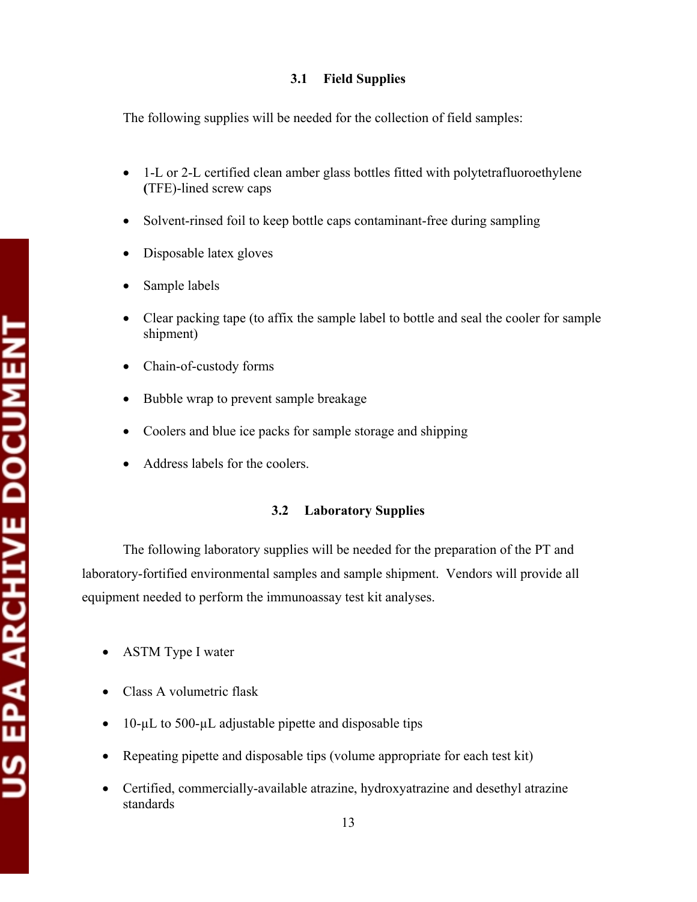### 3.1 Field Supplies

The following supplies will be needed for the collection of field samples:

- 1-L or 2-L certified clean amber glass bottles fitted with polytetrafluoroethylene (TFE)-lined screw caps
- Solvent-rinsed foil to keep bottle caps contaminant-free during sampling
- Disposable latex gloves
- Sample labels
- Clear packing tape (to affix the sample label to bottle and seal the cooler for sample shipment)
- Chain-of-custody forms
- Bubble wrap to prevent sample breakage
- Coolers and blue ice packs for sample storage and shipping
- Address labels for the coolers.

### 3.2 Laboratory Supplies

The following laboratory supplies will be needed for the preparation of the PT and laboratory-fortified environmental samples and sample shipment. Vendors will provide all equipment needed to perform the immunoassay test kit analyses.

- ASTM Type I water
- Class A volumetric flask
- 10-µL to 500-µL adjustable pipette and disposable tips
- Repeating pipette and disposable tips (volume appropriate for each test kit)
- Certified, commercially-available atrazine, hydroxyatrazine and desethyl atrazine standards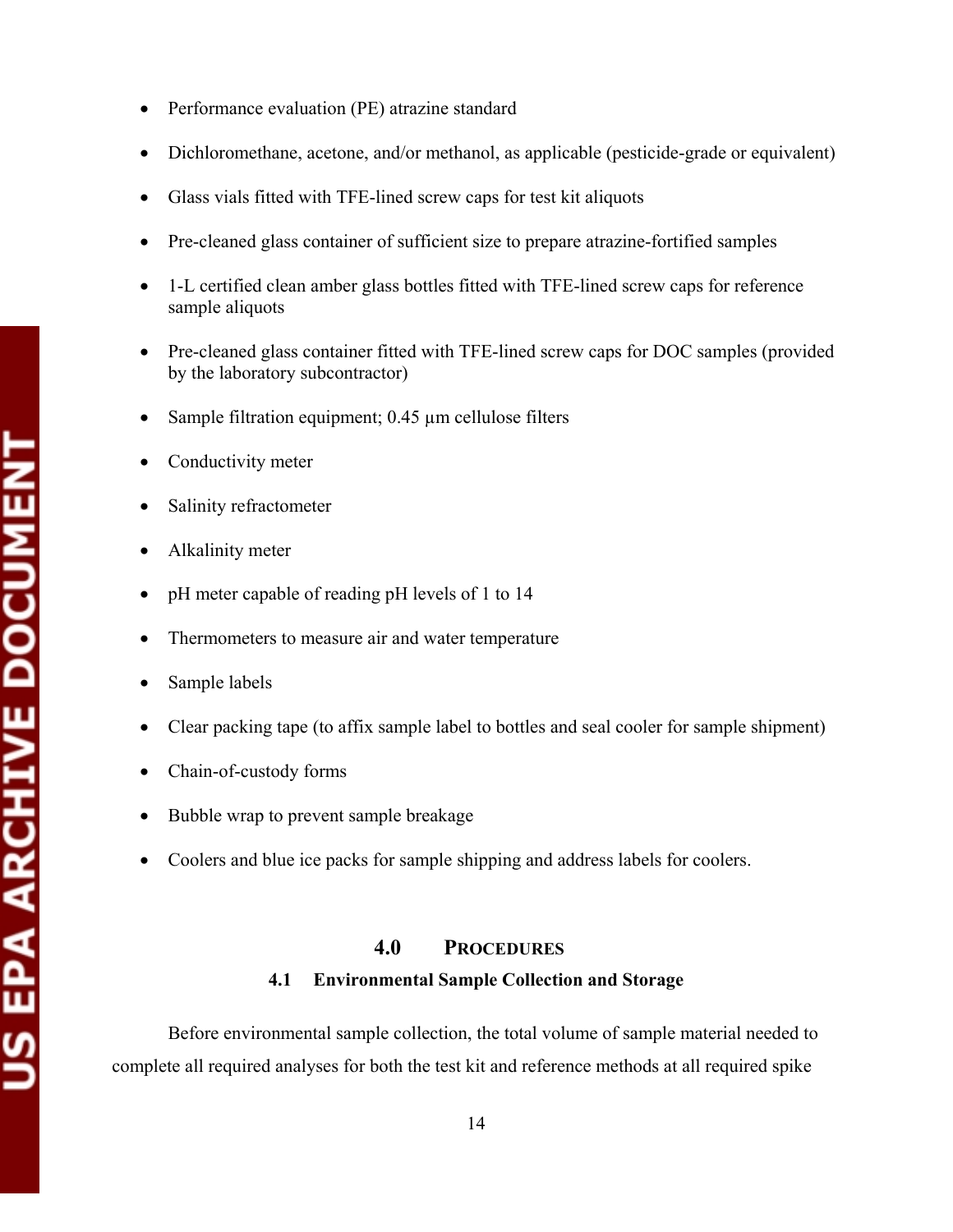- Performance evaluation (PE) atrazine standard
- Dichloromethane, acetone, and/or methanol, as applicable (pesticide-grade or equivalent)
- Glass vials fitted with TFE-lined screw caps for test kit aliquots
- Pre-cleaned glass container of sufficient size to prepare atrazine-fortified samples
- 1-L certified clean amber glass bottles fitted with TFE-lined screw caps for reference sample aliquots
- Pre-cleaned glass container fitted with TFE-lined screw caps for DOC samples (provided by the laboratory subcontractor)
- Sample filtration equipment; 0.45 µm cellulose filters
- Conductivity meter
- Salinity refractometer
- Alkalinity meter
- pH meter capable of reading pH levels of 1 to 14
- Thermometers to measure air and water temperature
- Sample labels
- Clear packing tape (to affix sample label to bottles and seal cooler for sample shipment)
- Chain-of-custody forms
- Bubble wrap to prevent sample breakage
- Coolers and blue ice packs for sample shipping and address labels for coolers.

# 4.0 PROCEDURES

## 4.1 Environmental Sample Collection and Storage

Before environmental sample collection, the total volume of sample material needed to complete all required analyses for both the test kit and reference methods at all required spike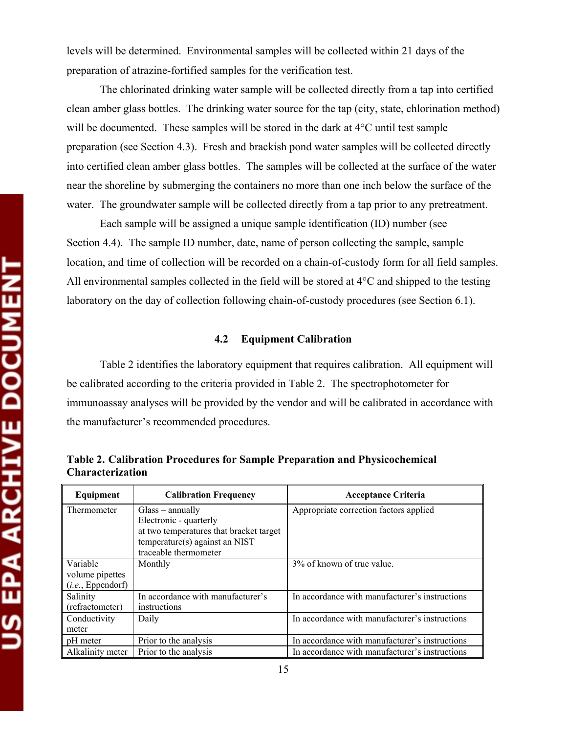levels will be determined. Environmental samples will be collected within 21 days of the preparation of atrazine-fortified samples for the verification test.

The chlorinated drinking water sample will be collected directly from a tap into certified clean amber glass bottles. The drinking water source for the tap (city, state, chlorination method) will be documented. These samples will be stored in the dark at 4°C until test sample preparation (see Section 4.3). Fresh and brackish pond water samples will be collected directly into certified clean amber glass bottles. The samples will be collected at the surface of the water near the shoreline by submerging the containers no more than one inch below the surface of the water. The groundwater sample will be collected directly from a tap prior to any pretreatment.

Each sample will be assigned a unique sample identification (ID) number (see Section 4.4). The sample ID number, date, name of person collecting the sample, sample location, and time of collection will be recorded on a chain-of-custody form for all field samples. All environmental samples collected in the field will be stored at 4°C and shipped to the testing laboratory on the day of collection following chain-of-custody procedures (see Section 6.1).

### 4.2 Equipment Calibration

Table 2 identifies the laboratory equipment that requires calibration. All equipment will be calibrated according to the criteria provided in Table 2. The spectrophotometer for immunoassay analyses will be provided by the vendor and will be calibrated in accordance with the manufacturer's recommended procedures.

**Table 2. Calibration Procedures for Sample Preparation and Physicochemical Characterization**

| Equipment | Calibration Frequency | Acceptance Criteria |
|---|---|---|
| Thermometer | Glass – annually<br>Electronic - quarterly<br>at two temperatures that bracket target temperature(s) against an NIST traceable thermometer | Appropriate correction factors applied |
| Variable volume pipettes (*i.e.*, Eppendorf) | Monthly | 3% of known of true value. |
| Salinity (refractometer) | In accordance with manufacturer's instructions | In accordance with manufacturer's instructions |
| Conductivity meter | Daily | In accordance with manufacturer's instructions |
| pH meter | Prior to the analysis | In accordance with manufacturer's instructions |
| Alkalinity meter | Prior to the analysis | In accordance with manufacturer's instructions |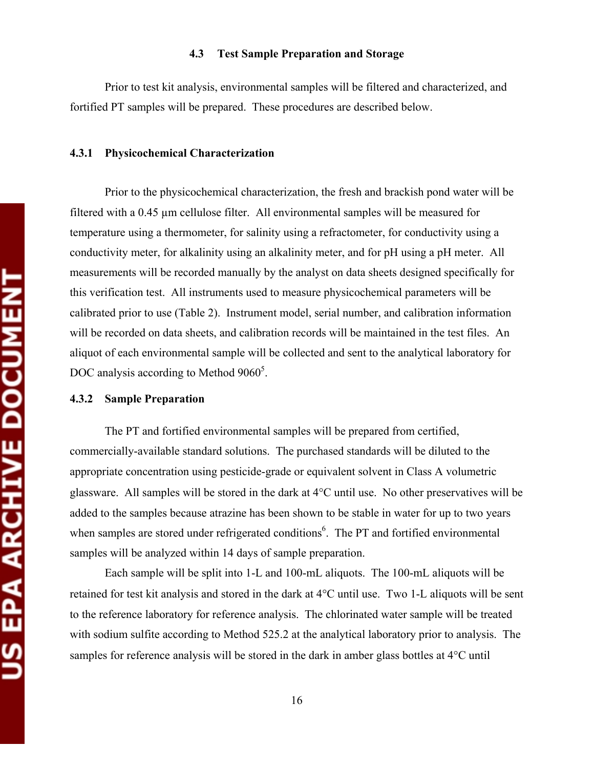### 4.3 Test Sample Preparation and Storage

Prior to test kit analysis, environmental samples will be filtered and characterized, and fortified PT samples will be prepared. These procedures are described below.

#### 4.3.1 Physicochemical Characterization

Prior to the physicochemical characterization, the fresh and brackish pond water will be filtered with a 0.45 µm cellulose filter. All environmental samples will be measured for temperature using a thermometer, for salinity using a refractometer, for conductivity using a conductivity meter, for alkalinity using an alkalinity meter, and for pH using a pH meter. All measurements will be recorded manually by the analyst on data sheets designed specifically for this verification test. All instruments used to measure physicochemical parameters will be calibrated prior to use (Table 2). Instrument model, serial number, and calibration information will be recorded on data sheets, and calibration records will be maintained in the test files. An aliquot of each environmental sample will be collected and sent to the analytical laboratory for DOC analysis according to Method 9060[5].

#### 4.3.2 Sample Preparation

The PT and fortified environmental samples will be prepared from certified, commercially-available standard solutions. The purchased standards will be diluted to the appropriate concentration using pesticide-grade or equivalent solvent in Class A volumetric glassware. All samples will be stored in the dark at 4°C until use. No other preservatives will be added to the samples because atrazine has been shown to be stable in water for up to two years when samples are stored under refrigerated conditions[6]. The PT and fortified environmental samples will be analyzed within 14 days of sample preparation.

Each sample will be split into 1-L and 100-mL aliquots. The 100-mL aliquots will be retained for test kit analysis and stored in the dark at 4°C until use. Two 1-L aliquots will be sent to the reference laboratory for reference analysis. The chlorinated water sample will be treated with sodium sulfite according to Method 525.2 at the analytical laboratory prior to analysis. The samples for reference analysis will be stored in the dark in amber glass bottles at 4°C until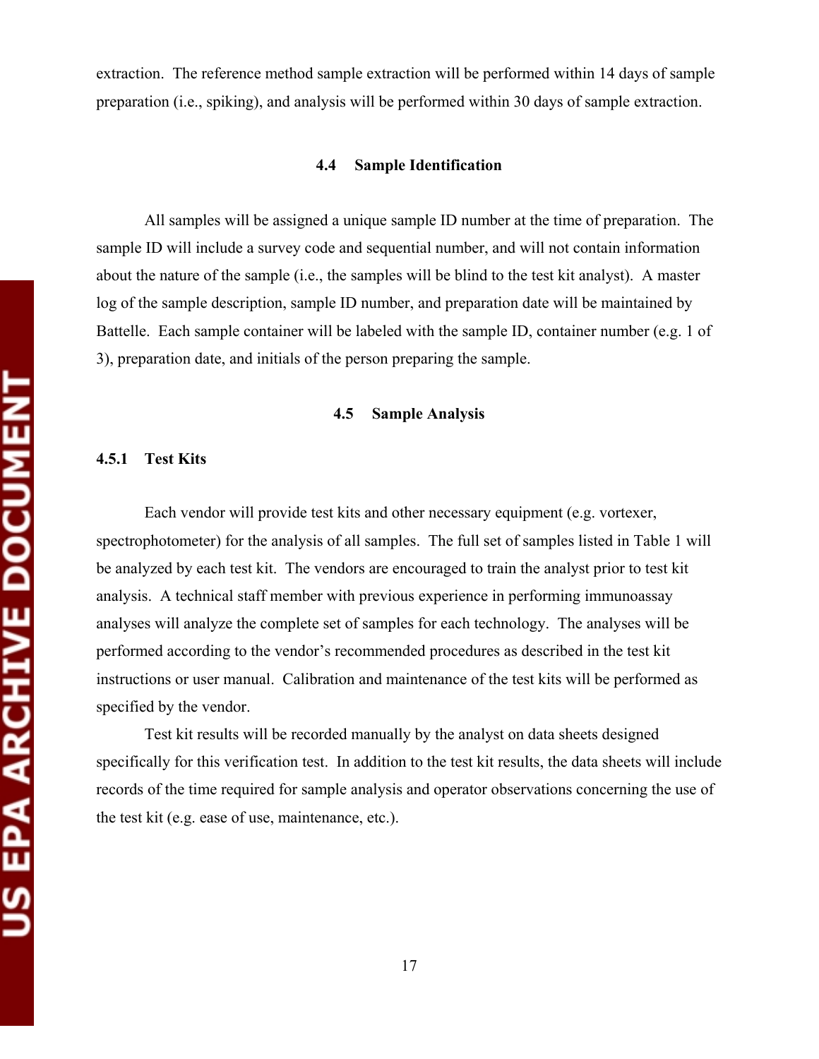extraction. The reference method sample extraction will be performed within 14 days of sample preparation (i.e., spiking), and analysis will be performed within 30 days of sample extraction.

## 4.4 Sample Identification

All samples will be assigned a unique sample ID number at the time of preparation. The sample ID will include a survey code and sequential number, and will not contain information about the nature of the sample (i.e., the samples will be blind to the test kit analyst). A master log of the sample description, sample ID number, and preparation date will be maintained by Battelle. Each sample container will be labeled with the sample ID, container number (e.g. 1 of 3), preparation date, and initials of the person preparing the sample.

## 4.5 Sample Analysis

### 4.5.1 Test Kits

Each vendor will provide test kits and other necessary equipment (e.g. vortexer, spectrophotometer) for the analysis of all samples. The full set of samples listed in Table 1 will be analyzed by each test kit. The vendors are encouraged to train the analyst prior to test kit analysis. A technical staff member with previous experience in performing immunoassay analyses will analyze the complete set of samples for each technology. The analyses will be performed according to the vendor's recommended procedures as described in the test kit instructions or user manual. Calibration and maintenance of the test kits will be performed as specified by the vendor.

Test kit results will be recorded manually by the analyst on data sheets designed specifically for this verification test. In addition to the test kit results, the data sheets will include records of the time required for sample analysis and operator observations concerning the use of the test kit (e.g. ease of use, maintenance, etc.).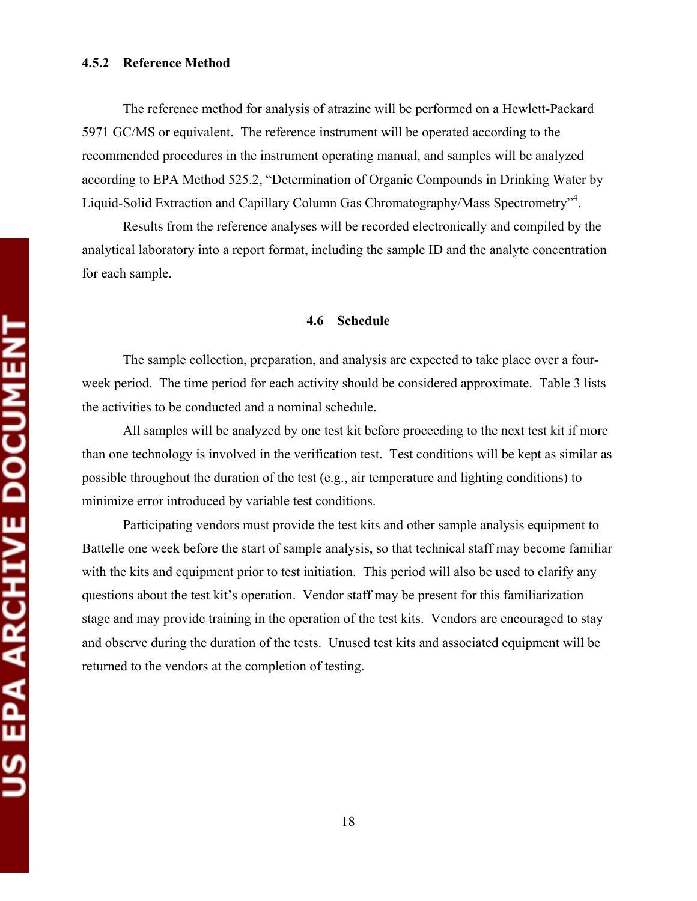### 4.5.2 Reference Method

The reference method for analysis of atrazine will be performed on a Hewlett-Packard 5971 GC/MS or equivalent. The reference instrument will be operated according to the recommended procedures in the instrument operating manual, and samples will be analyzed according to EPA Method 525.2, "Determination of Organic Compounds in Drinking Water by Liquid-Solid Extraction and Capillary Column Gas Chromatography/Mass Spectrometry"[4].

Results from the reference analyses will be recorded electronically and compiled by the analytical laboratory into a report format, including the sample ID and the analyte concentration for each sample.

## 4.6 Schedule

The sample collection, preparation, and analysis are expected to take place over a four-week period. The time period for each activity should be considered approximate. Table 3 lists the activities to be conducted and a nominal schedule.

All samples will be analyzed by one test kit before proceeding to the next test kit if more than one technology is involved in the verification test. Test conditions will be kept as similar as possible throughout the duration of the test (e.g., air temperature and lighting conditions) to minimize error introduced by variable test conditions.

Participating vendors must provide the test kits and other sample analysis equipment to Battelle one week before the start of sample analysis, so that technical staff may become familiar with the kits and equipment prior to test initiation. This period will also be used to clarify any questions about the test kit's operation. Vendor staff may be present for this familiarization stage and may provide training in the operation of the test kits. Vendors are encouraged to stay and observe during the duration of the tests. Unused test kits and associated equipment will be returned to the vendors at the completion of testing.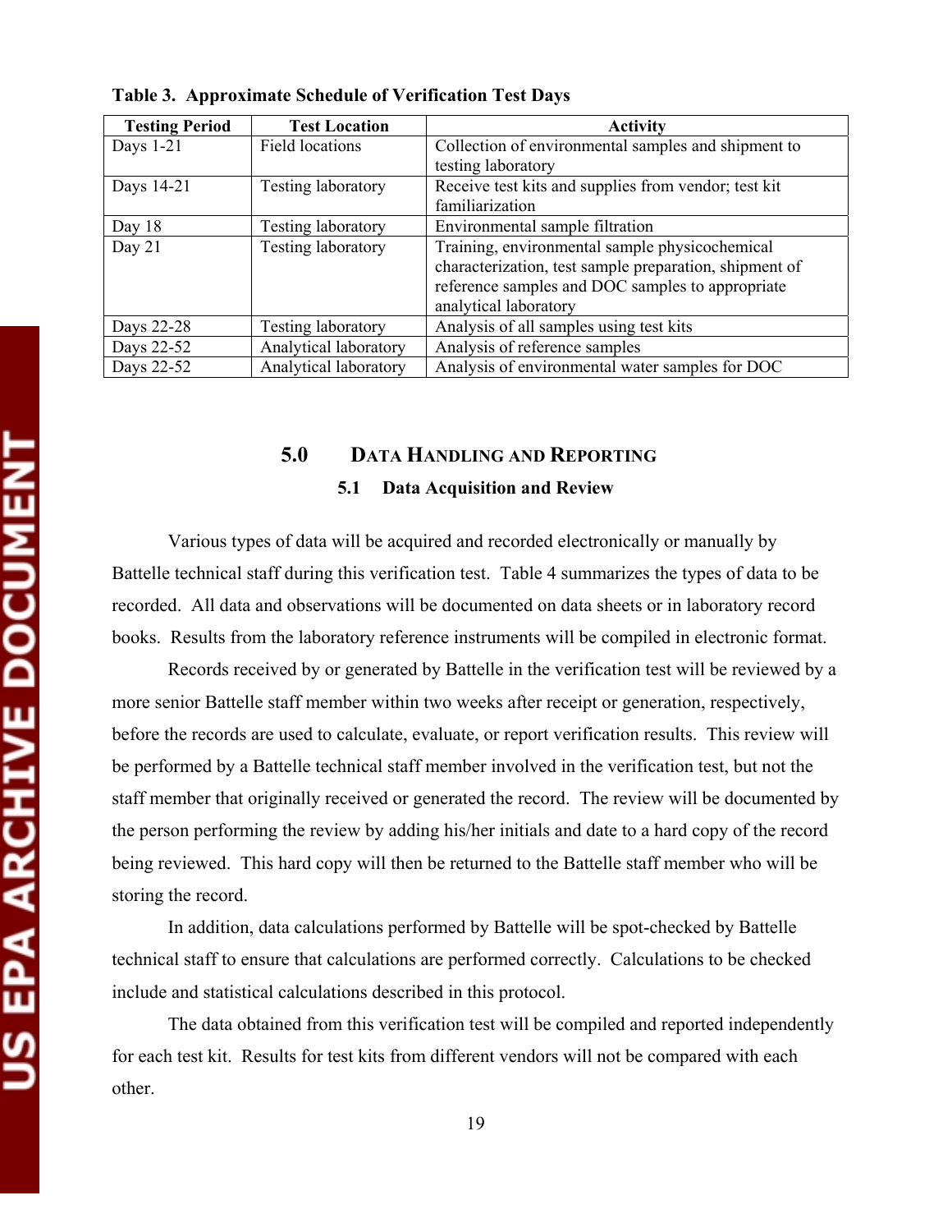**Table 3. Approximate Schedule of Verification Test Days**

| Testing Period | Test Location | Activity |
|---|---|---|
| Days 1-21 | Field locations | Collection of environmental samples and shipment to testing laboratory |
| Days 14-21 | Testing laboratory | Receive test kits and supplies from vendor; test kit familiarization |
| Day 18 | Testing laboratory | Environmental sample filtration |
| Day 21 | Testing laboratory | Training, environmental sample physicochemical characterization, test sample preparation, shipment of reference samples and DOC samples to appropriate analytical laboratory |
| Days 22-28 | Testing laboratory | Analysis of all samples using test kits |
| Days 22-52 | Analytical laboratory | Analysis of reference samples |
| Days 22-52 | Analytical laboratory | Analysis of environmental water samples for DOC |

# 5.0 DATA HANDLING AND REPORTING

## 5.1 Data Acquisition and Review

Various types of data will be acquired and recorded electronically or manually by Battelle technical staff during this verification test. Table 4 summarizes the types of data to be recorded. All data and observations will be documented on data sheets or in laboratory record books. Results from the laboratory reference instruments will be compiled in electronic format.

Records received by or generated by Battelle in the verification test will be reviewed by a more senior Battelle staff member within two weeks after receipt or generation, respectively, before the records are used to calculate, evaluate, or report verification results. This review will be performed by a Battelle technical staff member involved in the verification test, but not the staff member that originally received or generated the record. The review will be documented by the person performing the review by adding his/her initials and date to a hard copy of the record being reviewed. This hard copy will then be returned to the Battelle staff member who will be storing the record.

In addition, data calculations performed by Battelle will be spot-checked by Battelle technical staff to ensure that calculations are performed correctly. Calculations to be checked include and statistical calculations described in this protocol.

The data obtained from this verification test will be compiled and reported independently for each test kit. Results for test kits from different vendors will not be compared with each other.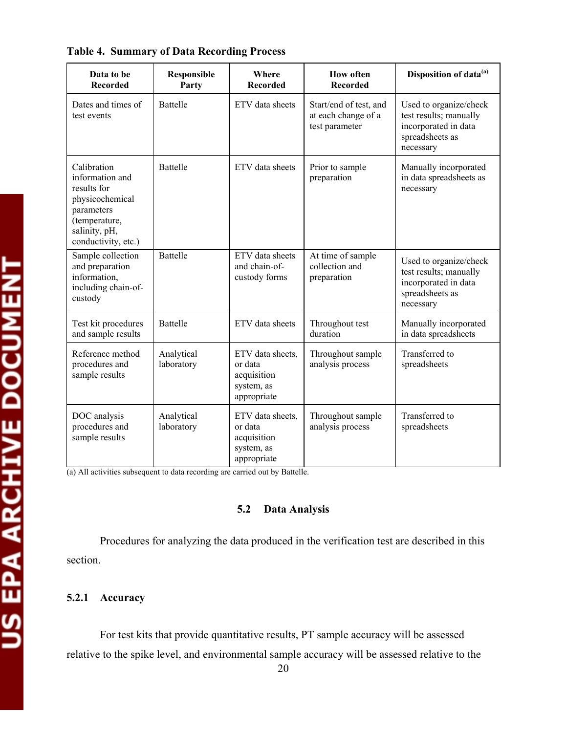**Table 4. Summary of Data Recording Process**

| Data to be Recorded | Responsible Party | Where Recorded | How often Recorded | Disposition of data[(a)] |
|---|---|---|---|---|
| Dates and times of test events | Battelle | ETV data sheets | Start/end of test, and at each change of a test parameter | Used to organize/check test results; manually incorporated in data spreadsheets as necessary |
| Calibration information and results for physicochemical parameters (temperature, salinity, pH, conductivity, etc.) | Battelle | ETV data sheets | Prior to sample preparation | Manually incorporated in data spreadsheets as necessary |
| Sample collection and preparation information, including chain-of-custody | Battelle | ETV data sheets and chain-of-custody forms | At time of sample collection and preparation | Used to organize/check test results; manually incorporated in data spreadsheets as necessary |
| Test kit procedures and sample results | Battelle | ETV data sheets | Throughout test duration | Manually incorporated in data spreadsheets |
| Reference method procedures and sample results | Analytical laboratory | ETV data sheets, or data acquisition system, as appropriate | Throughout sample analysis process | Transferred to spreadsheets |
| DOC analysis procedures and sample results | Analytical laboratory | ETV data sheets, or data acquisition system, as appropriate | Throughout sample analysis process | Transferred to spreadsheets |

(a) All activities subsequent to data recording are carried out by Battelle.

## 5.2 Data Analysis

Procedures for analyzing the data produced in the verification test are described in this section.

### 5.2.1 Accuracy

For test kits that provide quantitative results, PT sample accuracy will be assessed relative to the spike level, and environmental sample accuracy will be assessed relative to the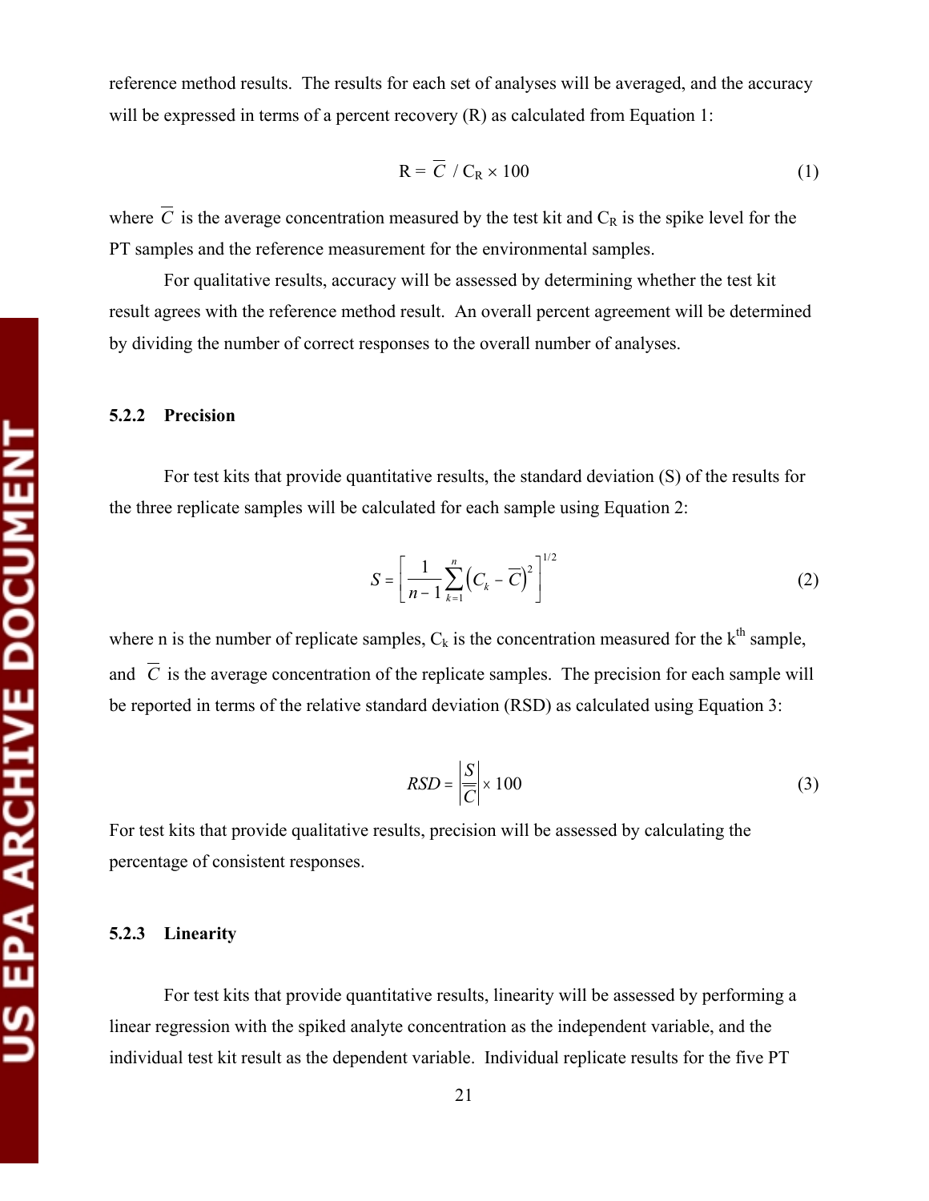reference method results. The results for each set of analyses will be averaged, and the accuracy will be expressed in terms of a percent recovery (R) as calculated from Equation 1:

$$R = \overline{C} \;/\; C_R \times 100 \tag{1}$$

where $\overline{C}$ is the average concentration measured by the test kit and $C_R$ is the spike level for the PT samples and the reference measurement for the environmental samples.

For qualitative results, accuracy will be assessed by determining whether the test kit result agrees with the reference method result. An overall percent agreement will be determined by dividing the number of correct responses to the overall number of analyses.

### 5.2.2 Precision

For test kits that provide quantitative results, the standard deviation (S) of the results for the three replicate samples will be calculated for each sample using Equation 2:

$$S = \left[ \frac{1}{n-1} \sum_{k=1}^{n} \left( C_k - \overline{C} \right)^2 \right]^{1/2} \tag{2}$$

where n is the number of replicate samples, $C_k$ is the concentration measured for the $k^{th}$ sample, and $\overline{C}$ is the average concentration of the replicate samples. The precision for each sample will be reported in terms of the relative standard deviation (RSD) as calculated using Equation 3:

$$RSD = \left| \frac{S}{\overline{C}} \right| \times 100 \tag{3}$$

For test kits that provide qualitative results, precision will be assessed by calculating the percentage of consistent responses.

### 5.2.3 Linearity

For test kits that provide quantitative results, linearity will be assessed by performing a linear regression with the spiked analyte concentration as the independent variable, and the individual test kit result as the dependent variable. Individual replicate results for the five PT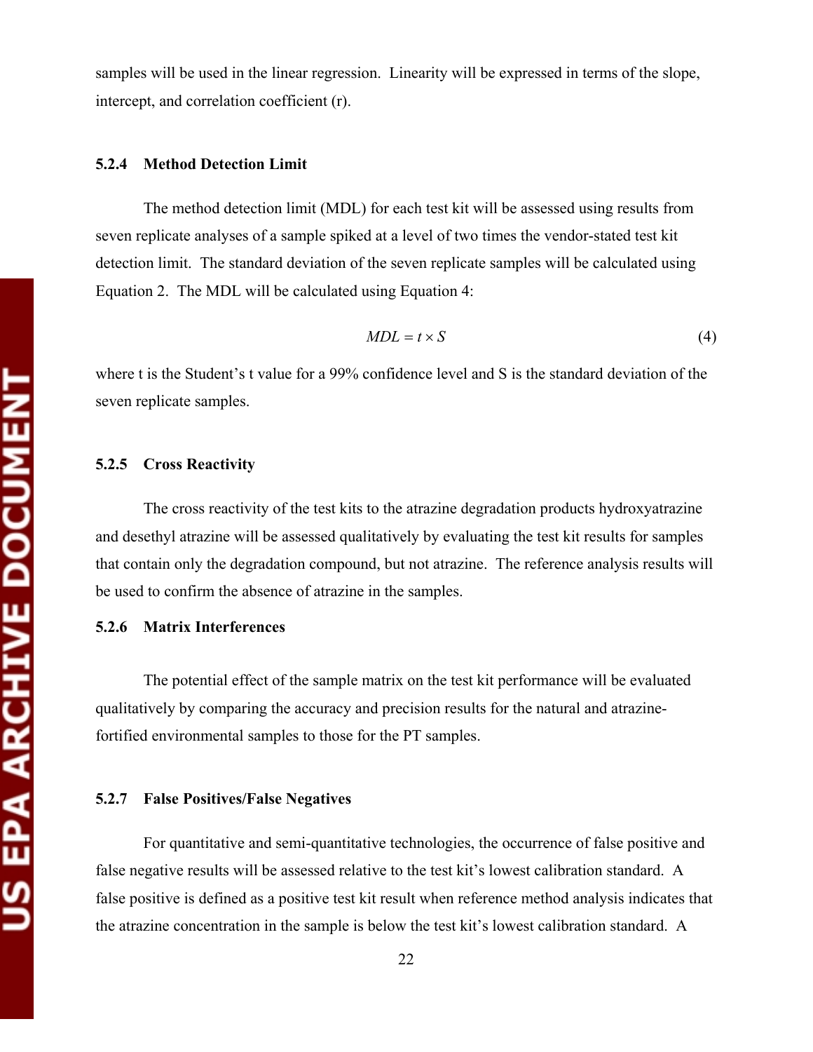samples will be used in the linear regression. Linearity will be expressed in terms of the slope, intercept, and correlation coefficient (r).

### 5.2.4 Method Detection Limit

The method detection limit (MDL) for each test kit will be assessed using results from seven replicate analyses of a sample spiked at a level of two times the vendor-stated test kit detection limit. The standard deviation of the seven replicate samples will be calculated using Equation 2. The MDL will be calculated using Equation 4:

$$MDL = t \times S \tag{4}$$

where t is the Student's t value for a 99% confidence level and S is the standard deviation of the seven replicate samples.

### 5.2.5 Cross Reactivity

The cross reactivity of the test kits to the atrazine degradation products hydroxyatrazine and desethyl atrazine will be assessed qualitatively by evaluating the test kit results for samples that contain only the degradation compound, but not atrazine. The reference analysis results will be used to confirm the absence of atrazine in the samples.

### 5.2.6 Matrix Interferences

The potential effect of the sample matrix on the test kit performance will be evaluated qualitatively by comparing the accuracy and precision results for the natural and atrazine-fortified environmental samples to those for the PT samples.

### 5.2.7 False Positives/False Negatives

For quantitative and semi-quantitative technologies, the occurrence of false positive and false negative results will be assessed relative to the test kit's lowest calibration standard. A false positive is defined as a positive test kit result when reference method analysis indicates that the atrazine concentration in the sample is below the test kit's lowest calibration standard. A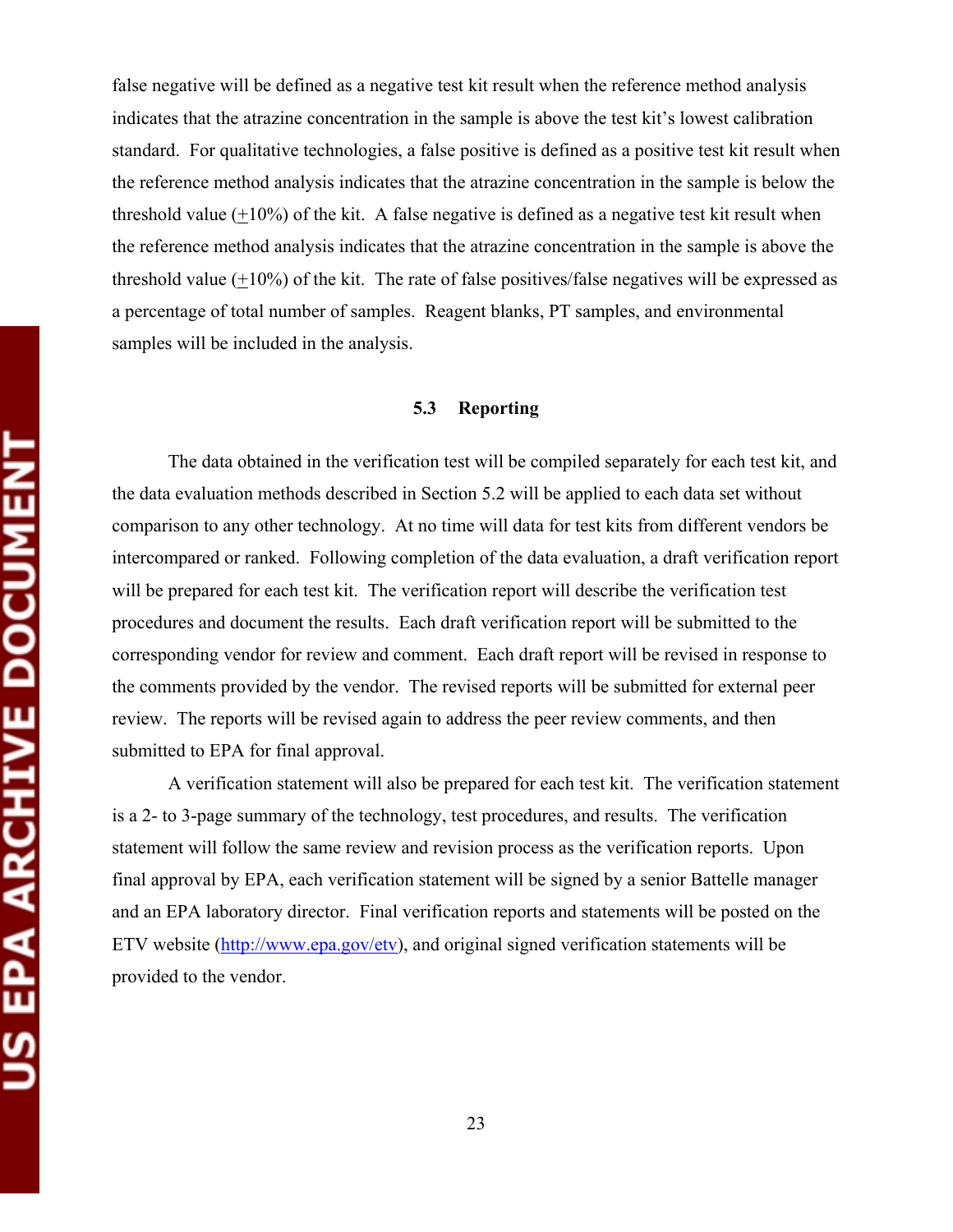false negative will be defined as a negative test kit result when the reference method analysis indicates that the atrazine concentration in the sample is above the test kit's lowest calibration standard. For qualitative technologies, a false positive is defined as a positive test kit result when the reference method analysis indicates that the atrazine concentration in the sample is below the threshold value (±10%) of the kit. A false negative is defined as a negative test kit result when the reference method analysis indicates that the atrazine concentration in the sample is above the threshold value (±10%) of the kit. The rate of false positives/false negatives will be expressed as a percentage of total number of samples. Reagent blanks, PT samples, and environmental samples will be included in the analysis.

### 5.3 Reporting

The data obtained in the verification test will be compiled separately for each test kit, and the data evaluation methods described in Section 5.2 will be applied to each data set without comparison to any other technology. At no time will data for test kits from different vendors be intercompared or ranked. Following completion of the data evaluation, a draft verification report will be prepared for each test kit. The verification report will describe the verification test procedures and document the results. Each draft verification report will be submitted to the corresponding vendor for review and comment. Each draft report will be revised in response to the comments provided by the vendor. The revised reports will be submitted for external peer review. The reports will be revised again to address the peer review comments, and then submitted to EPA for final approval.

A verification statement will also be prepared for each test kit. The verification statement is a 2- to 3-page summary of the technology, test procedures, and results. The verification statement will follow the same review and revision process as the verification reports. Upon final approval by EPA, each verification statement will be signed by a senior Battelle manager and an EPA laboratory director. Final verification reports and statements will be posted on the ETV website (http://www.epa.gov/etv), and original signed verification statements will be provided to the vendor.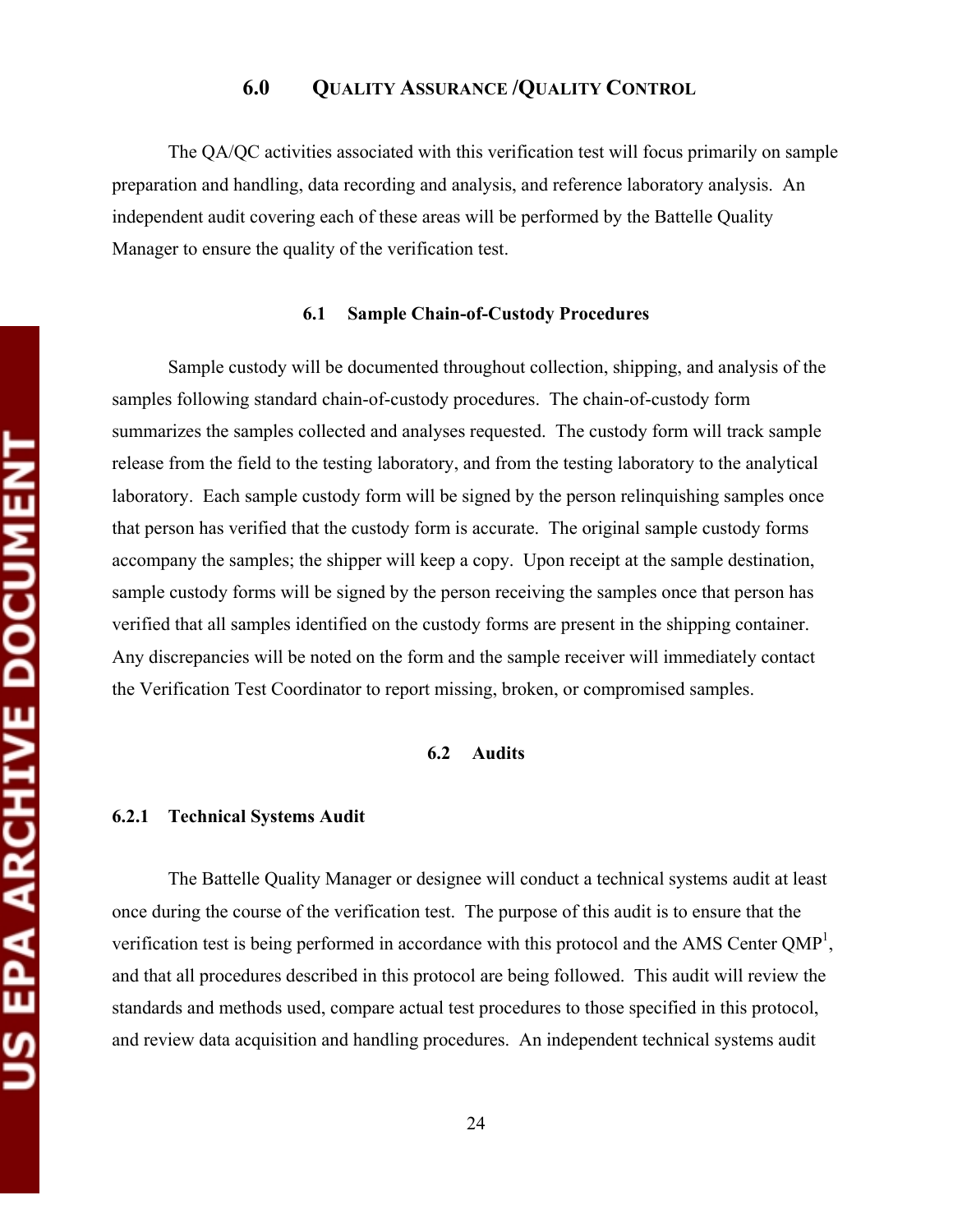# 6.0 QUALITY ASSURANCE /QUALITY CONTROL

The QA/QC activities associated with this verification test will focus primarily on sample preparation and handling, data recording and analysis, and reference laboratory analysis. An independent audit covering each of these areas will be performed by the Battelle Quality Manager to ensure the quality of the verification test.

## 6.1 Sample Chain-of-Custody Procedures

Sample custody will be documented throughout collection, shipping, and analysis of the samples following standard chain-of-custody procedures. The chain-of-custody form summarizes the samples collected and analyses requested. The custody form will track sample release from the field to the testing laboratory, and from the testing laboratory to the analytical laboratory. Each sample custody form will be signed by the person relinquishing samples once that person has verified that the custody form is accurate. The original sample custody forms accompany the samples; the shipper will keep a copy. Upon receipt at the sample destination, sample custody forms will be signed by the person receiving the samples once that person has verified that all samples identified on the custody forms are present in the shipping container. Any discrepancies will be noted on the form and the sample receiver will immediately contact the Verification Test Coordinator to report missing, broken, or compromised samples.

## 6.2 Audits

### 6.2.1 Technical Systems Audit

The Battelle Quality Manager or designee will conduct a technical systems audit at least once during the course of the verification test. The purpose of this audit is to ensure that the verification test is being performed in accordance with this protocol and the AMS Center QMP[1], and that all procedures described in this protocol are being followed. This audit will review the standards and methods used, compare actual test procedures to those specified in this protocol, and review data acquisition and handling procedures. An independent technical systems audit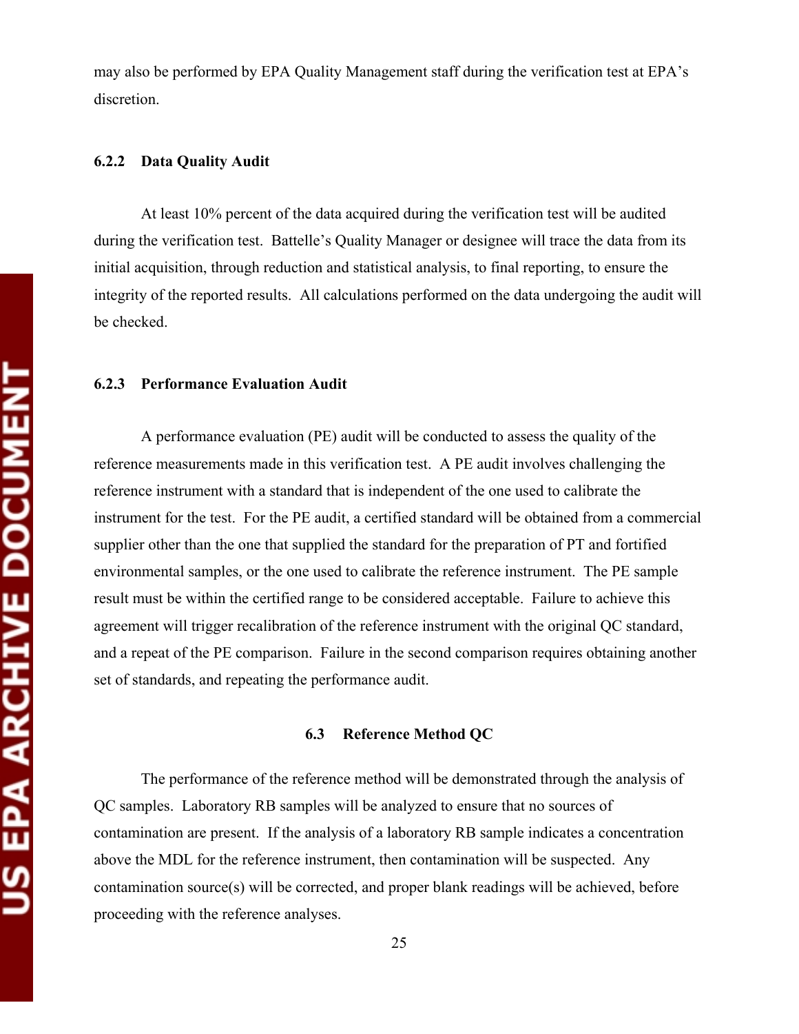may also be performed by EPA Quality Management staff during the verification test at EPA's discretion.

### 6.2.2 Data Quality Audit

At least 10% percent of the data acquired during the verification test will be audited during the verification test. Battelle's Quality Manager or designee will trace the data from its initial acquisition, through reduction and statistical analysis, to final reporting, to ensure the integrity of the reported results. All calculations performed on the data undergoing the audit will be checked.

### 6.2.3 Performance Evaluation Audit

A performance evaluation (PE) audit will be conducted to assess the quality of the reference measurements made in this verification test. A PE audit involves challenging the reference instrument with a standard that is independent of the one used to calibrate the instrument for the test. For the PE audit, a certified standard will be obtained from a commercial supplier other than the one that supplied the standard for the preparation of PT and fortified environmental samples, or the one used to calibrate the reference instrument. The PE sample result must be within the certified range to be considered acceptable. Failure to achieve this agreement will trigger recalibration of the reference instrument with the original QC standard, and a repeat of the PE comparison. Failure in the second comparison requires obtaining another set of standards, and repeating the performance audit.

## 6.3 Reference Method QC

The performance of the reference method will be demonstrated through the analysis of QC samples. Laboratory RB samples will be analyzed to ensure that no sources of contamination are present. If the analysis of a laboratory RB sample indicates a concentration above the MDL for the reference instrument, then contamination will be suspected. Any contamination source(s) will be corrected, and proper blank readings will be achieved, before proceeding with the reference analyses.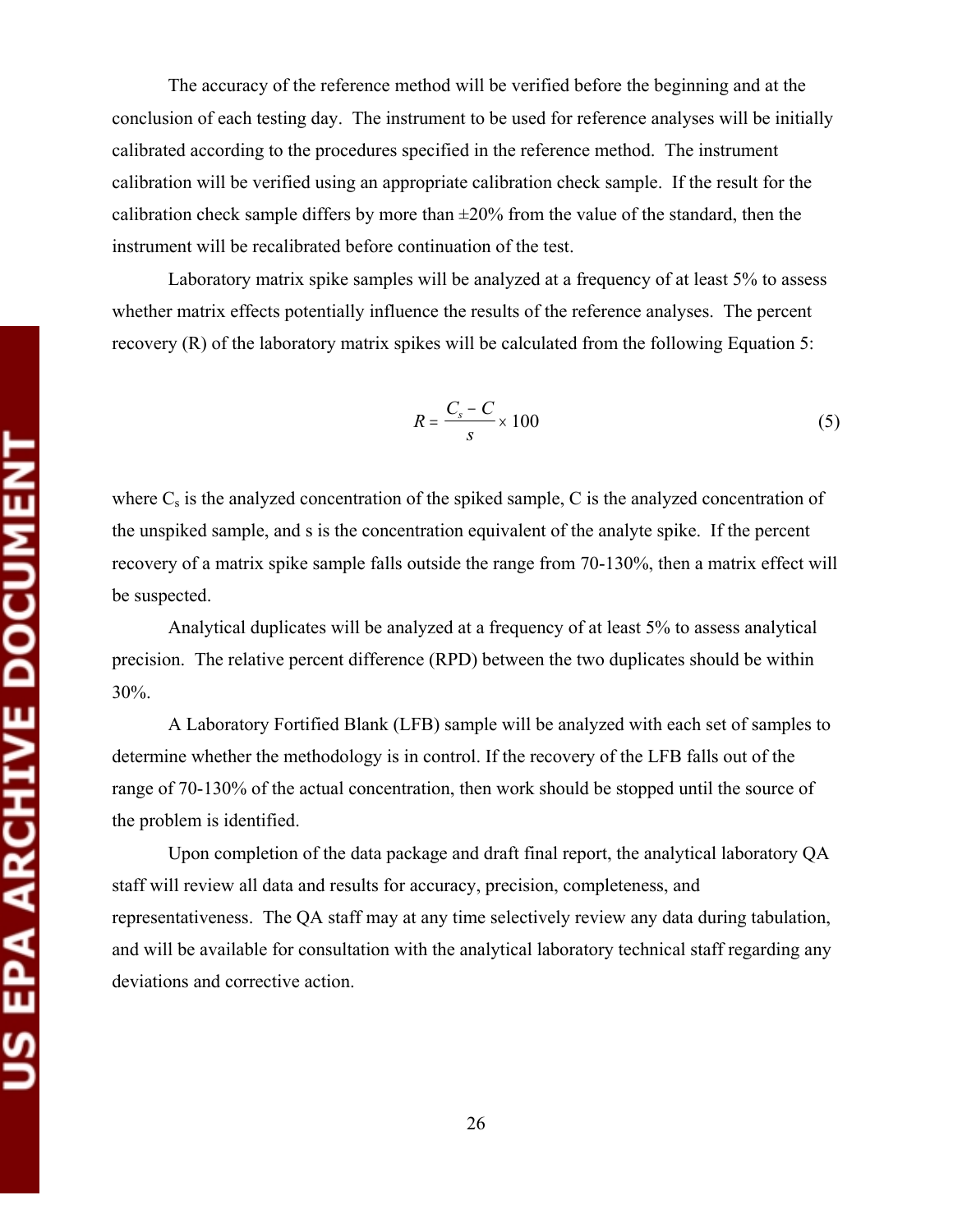The accuracy of the reference method will be verified before the beginning and at the conclusion of each testing day. The instrument to be used for reference analyses will be initially calibrated according to the procedures specified in the reference method. The instrument calibration will be verified using an appropriate calibration check sample. If the result for the calibration check sample differs by more than ±20% from the value of the standard, then the instrument will be recalibrated before continuation of the test.

Laboratory matrix spike samples will be analyzed at a frequency of at least 5% to assess whether matrix effects potentially influence the results of the reference analyses. The percent recovery (R) of the laboratory matrix spikes will be calculated from the following Equation 5:

$$R = \frac{C_s - C}{s} \times 100 \tag{5}$$

where $C_s$ is the analyzed concentration of the spiked sample, C is the analyzed concentration of the unspiked sample, and s is the concentration equivalent of the analyte spike. If the percent recovery of a matrix spike sample falls outside the range from 70-130%, then a matrix effect will be suspected.

Analytical duplicates will be analyzed at a frequency of at least 5% to assess analytical precision. The relative percent difference (RPD) between the two duplicates should be within 30%.

A Laboratory Fortified Blank (LFB) sample will be analyzed with each set of samples to determine whether the methodology is in control. If the recovery of the LFB falls out of the range of 70-130% of the actual concentration, then work should be stopped until the source of the problem is identified.

Upon completion of the data package and draft final report, the analytical laboratory QA staff will review all data and results for accuracy, precision, completeness, and representativeness. The QA staff may at any time selectively review any data during tabulation, and will be available for consultation with the analytical laboratory technical staff regarding any deviations and corrective action.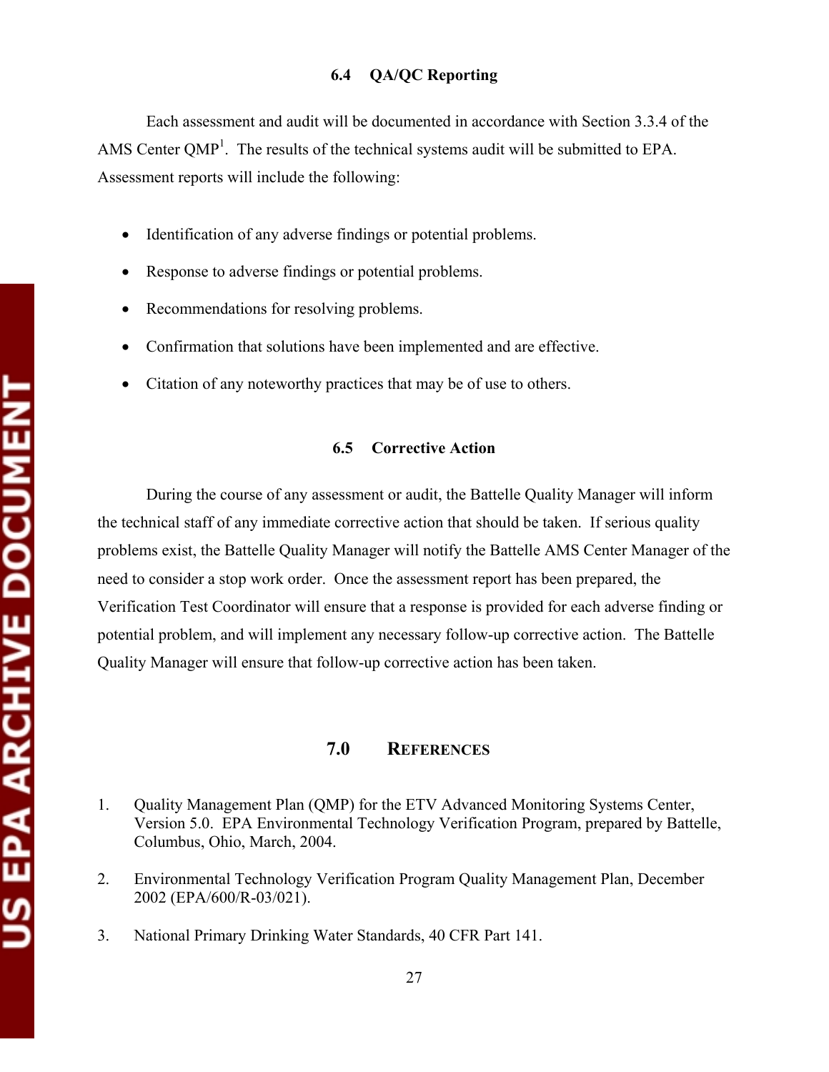### 6.4 QA/QC Reporting

Each assessment and audit will be documented in accordance with Section 3.3.4 of the AMS Center QMP[1]. The results of the technical systems audit will be submitted to EPA. Assessment reports will include the following:

- Identification of any adverse findings or potential problems.
- Response to adverse findings or potential problems.
- Recommendations for resolving problems.
- Confirmation that solutions have been implemented and are effective.
- Citation of any noteworthy practices that may be of use to others.

### 6.5 Corrective Action

During the course of any assessment or audit, the Battelle Quality Manager will inform the technical staff of any immediate corrective action that should be taken. If serious quality problems exist, the Battelle Quality Manager will notify the Battelle AMS Center Manager of the need to consider a stop work order. Once the assessment report has been prepared, the Verification Test Coordinator will ensure that a response is provided for each adverse finding or potential problem, and will implement any necessary follow-up corrective action. The Battelle Quality Manager will ensure that follow-up corrective action has been taken.

## 7.0 References

1. Quality Management Plan (QMP) for the ETV Advanced Monitoring Systems Center, Version 5.0. EPA Environmental Technology Verification Program, prepared by Battelle, Columbus, Ohio, March, 2004.

2. Environmental Technology Verification Program Quality Management Plan, December 2002 (EPA/600/R-03/021).

3. National Primary Drinking Water Standards, 40 CFR Part 141.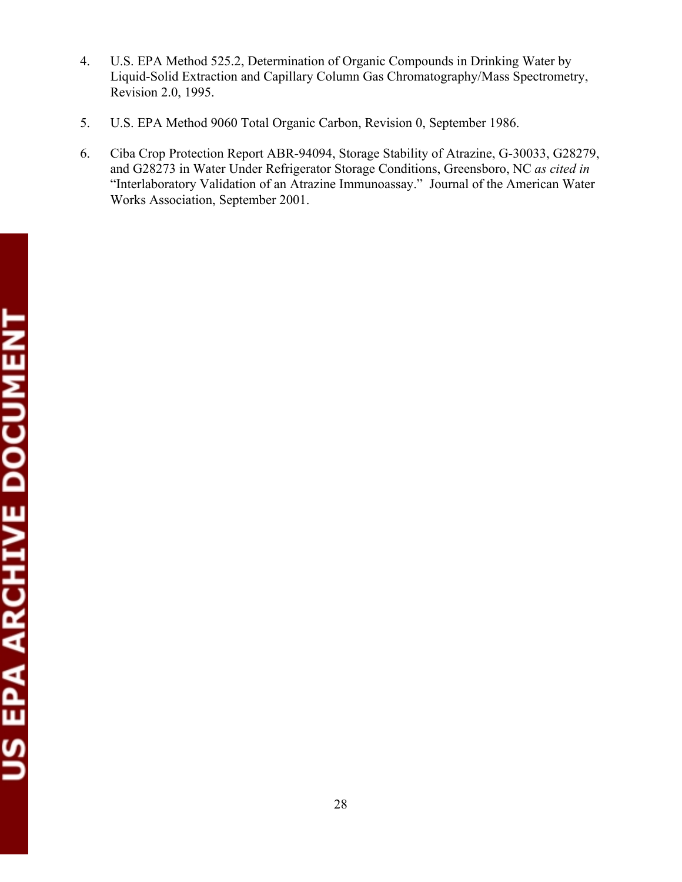4. U.S. EPA Method 525.2, Determination of Organic Compounds in Drinking Water by Liquid-Solid Extraction and Capillary Column Gas Chromatography/Mass Spectrometry, Revision 2.0, 1995.

5. U.S. EPA Method 9060 Total Organic Carbon, Revision 0, September 1986.

6. Ciba Crop Protection Report ABR-94094, Storage Stability of Atrazine, G-30033, G28279, and G28273 in Water Under Refrigerator Storage Conditions, Greensboro, NC *as cited in* "Interlaboratory Validation of an Atrazine Immunoassay." Journal of the American Water Works Association, September 2001.